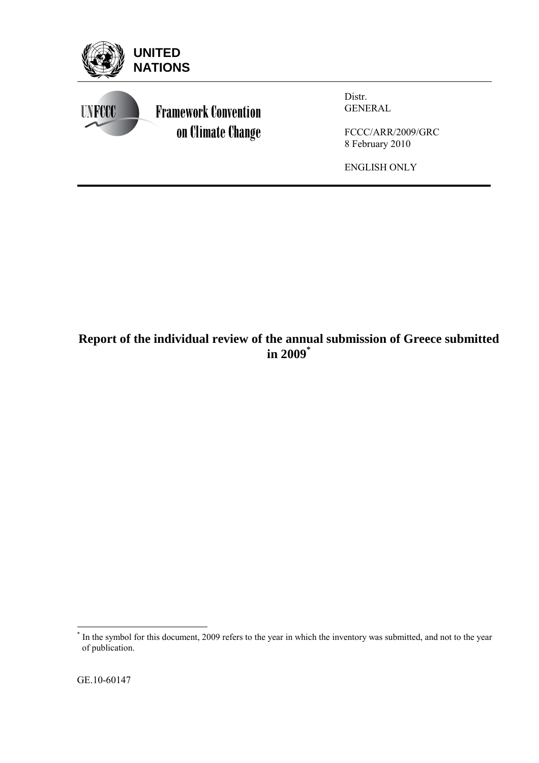UNITED NATIONS

UNFCCC Framework Convention on Climate Change

Distr.
GENERAL

FCCC/ARR/2009/GRC
8 February 2010

ENGLISH ONLY

# Report of the individual review of the annual submission of Greece submitted in 2009*

* In the symbol for this document, 2009 refers to the year in which the inventory was submitted, and not to the year of publication.

GE.10-60147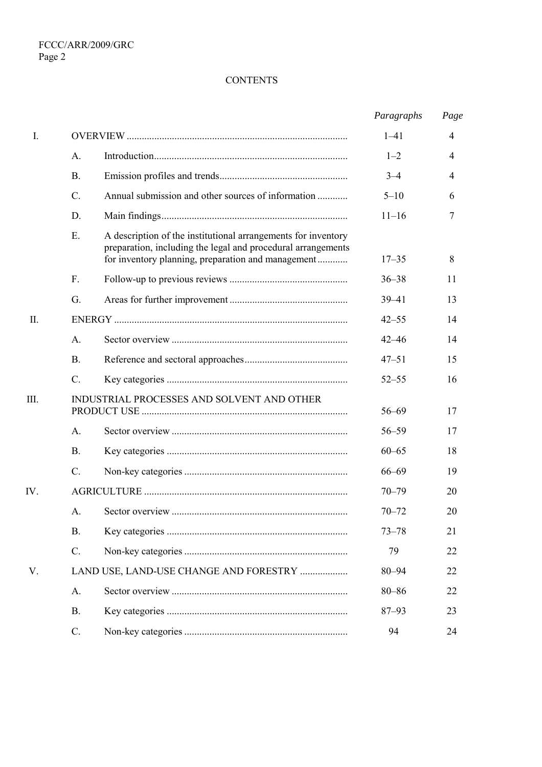CONTENTS

| | | | *Paragraphs* | *Page* |
|---|---|---|---|---|
| I. | OVERVIEW | | 1–41 | 4 |
| | A. | Introduction | 1–2 | 4 |
| | B. | Emission profiles and trends | 3–4 | 4 |
| | C. | Annual submission and other sources of information | 5–10 | 6 |
| | D. | Main findings | 11–16 | 7 |
| | E. | A description of the institutional arrangements for inventory preparation, including the legal and procedural arrangements for inventory planning, preparation and management | 17–35 | 8 |
| | F. | Follow-up to previous reviews | 36–38 | 11 |
| | G. | Areas for further improvement | 39–41 | 13 |
| II. | ENERGY | | 42–55 | 14 |
| | A. | Sector overview | 42–46 | 14 |
| | B. | Reference and sectoral approaches | 47–51 | 15 |
| | C. | Key categories | 52–55 | 16 |
| III. | INDUSTRIAL PROCESSES AND SOLVENT AND OTHER PRODUCT USE | | 56–69 | 17 |
| | A. | Sector overview | 56–59 | 17 |
| | B. | Key categories | 60–65 | 18 |
| | C. | Non-key categories | 66–69 | 19 |
| IV. | AGRICULTURE | | 70–79 | 20 |
| | A. | Sector overview | 70–72 | 20 |
| | B. | Key categories | 73–78 | 21 |
| | C. | Non-key categories | 79 | 22 |
| V. | LAND USE, LAND-USE CHANGE AND FORESTRY | | 80–94 | 22 |
| | A. | Sector overview | 80–86 | 22 |
| | B. | Key categories | 87–93 | 23 |
| | C. | Non-key categories | 94 | 24 |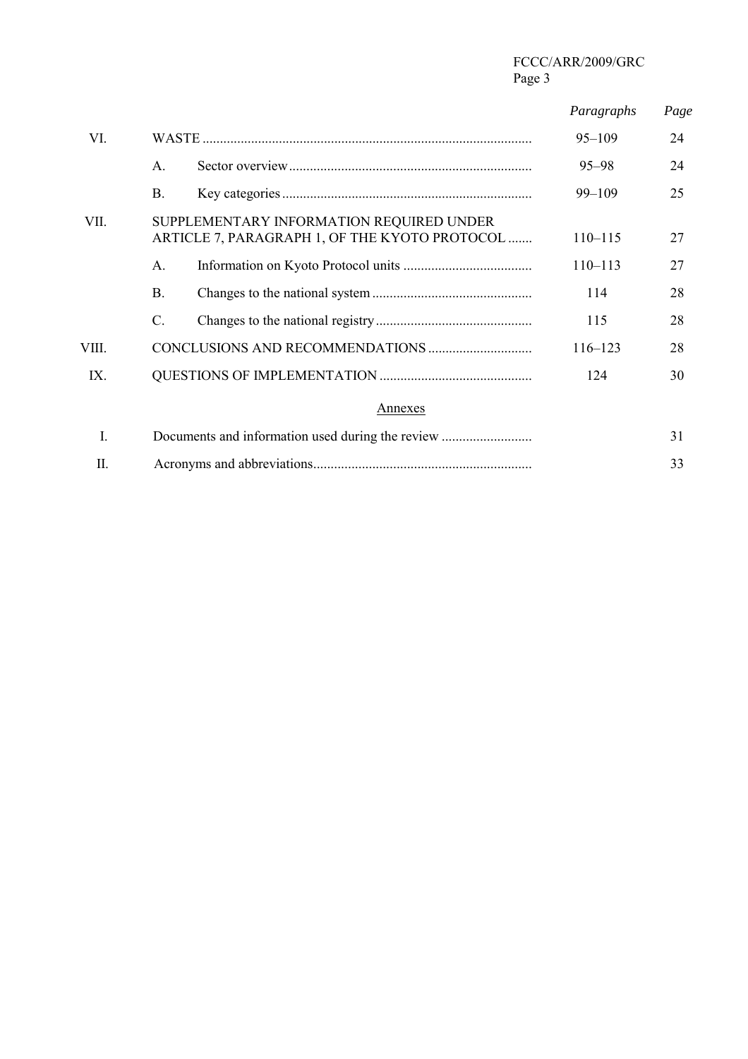|  |  |  | *Paragraphs* | *Page* |
|---|---|---|---|---|
| VI. | WASTE |  | 95–109 | 24 |
|  | A. | Sector overview | 95–98 | 24 |
|  | B. | Key categories | 99–109 | 25 |
| VII. | SUPPLEMENTARY INFORMATION REQUIRED UNDER ARTICLE 7, PARAGRAPH 1, OF THE KYOTO PROTOCOL |  | 110–115 | 27 |
|  | A. | Information on Kyoto Protocol units | 110–113 | 27 |
|  | B. | Changes to the national system | 114 | 28 |
|  | C. | Changes to the national registry | 115 | 28 |
| VIII. | CONCLUSIONS AND RECOMMENDATIONS |  | 116–123 | 28 |
| IX. | QUESTIONS OF IMPLEMENTATION |  | 124 | 30 |

Annexes

|  |  | *Page* |
|---|---|---|
| I. | Documents and information used during the review | 31 |
| II. | Acronyms and abbreviations | 33 |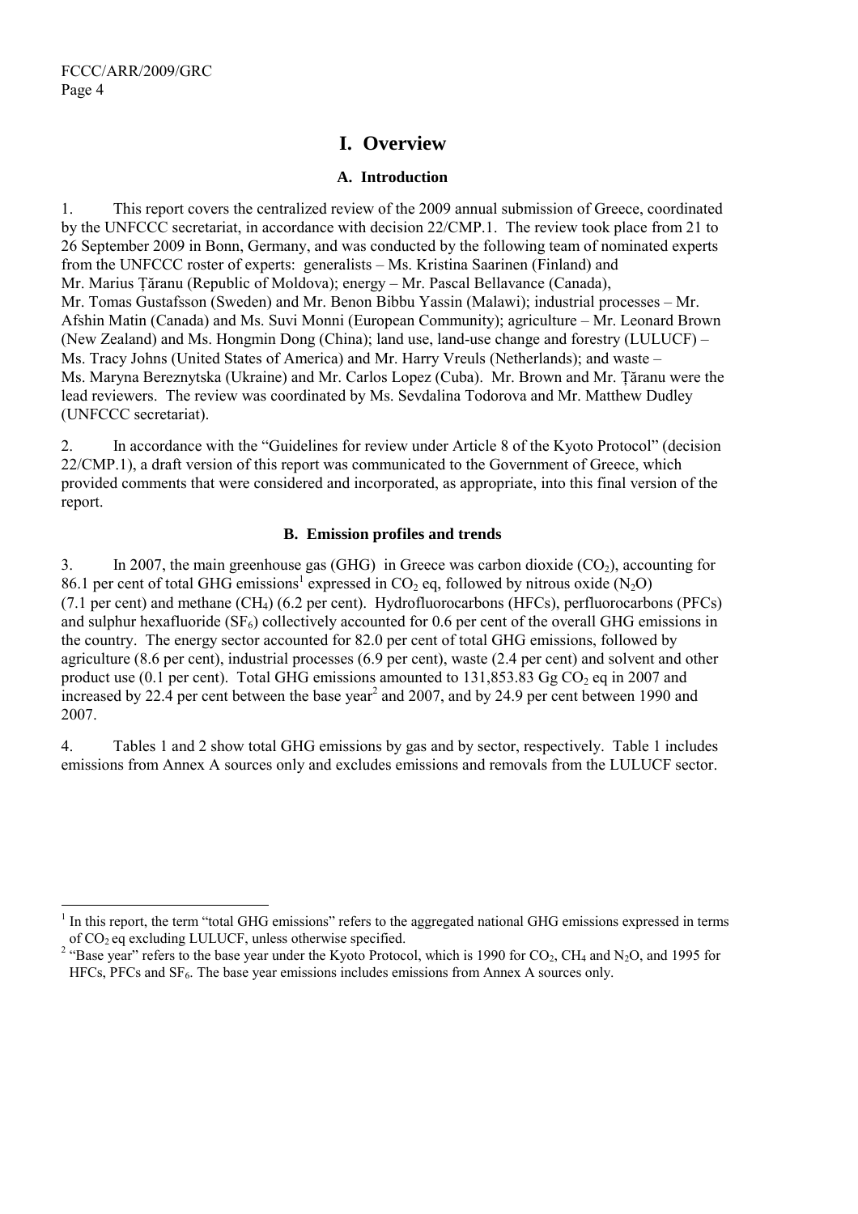# I. Overview

## A. Introduction

1. This report covers the centralized review of the 2009 annual submission of Greece, coordinated by the UNFCCC secretariat, in accordance with decision 22/CMP.1. The review took place from 21 to 26 September 2009 in Bonn, Germany, and was conducted by the following team of nominated experts from the UNFCCC roster of experts: generalists – Ms. Kristina Saarinen (Finland) and Mr. Marius Ţăranu (Republic of Moldova); energy – Mr. Pascal Bellavance (Canada), Mr. Tomas Gustafsson (Sweden) and Mr. Benon Bibbu Yassin (Malawi); industrial processes – Mr. Afshin Matin (Canada) and Ms. Suvi Monni (European Community); agriculture – Mr. Leonard Brown (New Zealand) and Ms. Hongmin Dong (China); land use, land-use change and forestry (LULUCF) – Ms. Tracy Johns (United States of America) and Mr. Harry Vreuls (Netherlands); and waste – Ms. Maryna Bereznytska (Ukraine) and Mr. Carlos Lopez (Cuba). Mr. Brown and Mr. Ţăranu were the lead reviewers. The review was coordinated by Ms. Sevdalina Todorova and Mr. Matthew Dudley (UNFCCC secretariat).

2. In accordance with the "Guidelines for review under Article 8 of the Kyoto Protocol" (decision 22/CMP.1), a draft version of this report was communicated to the Government of Greece, which provided comments that were considered and incorporated, as appropriate, into this final version of the report.

## B. Emission profiles and trends

3. In 2007, the main greenhouse gas (GHG) in Greece was carbon dioxide ($CO_2$), accounting for 86.1 per cent of total GHG emissions[1] expressed in $CO_2$ eq, followed by nitrous oxide ($N_2O$) (7.1 per cent) and methane ($CH_4$) (6.2 per cent). Hydrofluorocarbons (HFCs), perfluorocarbons (PFCs) and sulphur hexafluoride ($SF_6$) collectively accounted for 0.6 per cent of the overall GHG emissions in the country. The energy sector accounted for 82.0 per cent of total GHG emissions, followed by agriculture (8.6 per cent), industrial processes (6.9 per cent), waste (2.4 per cent) and solvent and other product use (0.1 per cent). Total GHG emissions amounted to 131,853.83 Gg $CO_2$ eq in 2007 and increased by 22.4 per cent between the base year[2] and 2007, and by 24.9 per cent between 1990 and 2007.

4. Tables 1 and 2 show total GHG emissions by gas and by sector, respectively. Table 1 includes emissions from Annex A sources only and excludes emissions and removals from the LULUCF sector.

---

[1] In this report, the term "total GHG emissions" refers to the aggregated national GHG emissions expressed in terms of $CO_2$ eq excluding LULUCF, unless otherwise specified.

[2] "Base year" refers to the base year under the Kyoto Protocol, which is 1990 for $CO_2$, $CH_4$ and $N_2O$, and 1995 for HFCs, PFCs and $SF_6$. The base year emissions includes emissions from Annex A sources only.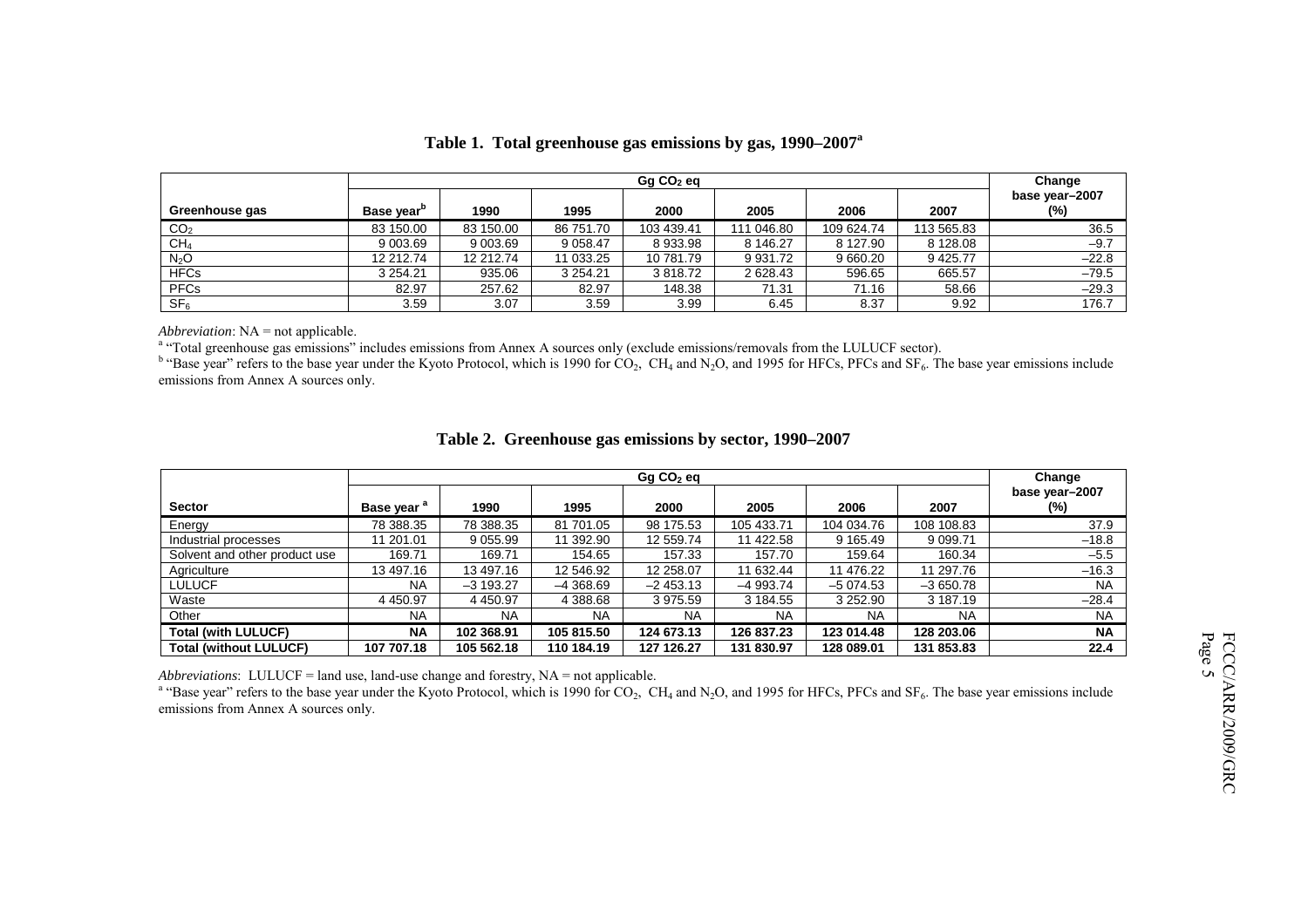**Table 1. Total greenhouse gas emissions by gas, 1990–2007[a]**

| Greenhouse gas | Gg $CO_2$ eq | | | | | | | Change base year–2007 (%) |
|---|---|---|---|---|---|---|---|---|
| | Base year[b] | 1990 | 1995 | 2000 | 2005 | 2006 | 2007 | |
| $CO_2$ | 83 150.00 | 83 150.00 | 86 751.70 | 103 439.41 | 111 046.80 | 109 624.74 | 113 565.83 | 36.5 |
| $CH_4$ | 9 003.69 | 9 003.69 | 9 058.47 | 8 933.98 | 8 146.27 | 8 127.90 | 8 128.08 | –9.7 |
| $N_2O$ | 12 212.74 | 12 212.74 | 11 033.25 | 10 781.79 | 9 931.72 | 9 660.20 | 9 425.77 | –22.8 |
| HFCs | 3 254.21 | 935.06 | 3 254.21 | 3 818.72 | 2 628.43 | 596.65 | 665.57 | –79.5 |
| PFCs | 82.97 | 257.62 | 82.97 | 148.38 | 71.31 | 71.16 | 58.66 | –29.3 |
| $SF_6$ | 3.59 | 3.07 | 3.59 | 3.99 | 6.45 | 8.37 | 9.92 | 176.7 |

*Abbreviation*: NA = not applicable.

[a] "Total greenhouse gas emissions" includes emissions from Annex A sources only (exclude emissions/removals from the LULUCF sector).

[b] "Base year" refers to the base year under the Kyoto Protocol, which is 1990 for $CO_2$, $CH_4$ and $N_2O$, and 1995 for HFCs, PFCs and $SF_6$. The base year emissions include emissions from Annex A sources only.

**Table 2. Greenhouse gas emissions by sector, 1990–2007**

| Sector | Gg $CO_2$ eq | | | | | | | Change base year–2007 (%) |
|---|---|---|---|---|---|---|---|---|
| | Base year[a] | 1990 | 1995 | 2000 | 2005 | 2006 | 2007 | |
| Energy | 78 388.35 | 78 388.35 | 81 701.05 | 98 175.53 | 105 433.71 | 104 034.76 | 108 108.83 | 37.9 |
| Industrial processes | 11 201.01 | 9 055.99 | 11 392.90 | 12 559.74 | 11 422.58 | 9 165.49 | 9 099.71 | –18.8 |
| Solvent and other product use | 169.71 | 169.71 | 154.65 | 157.33 | 157.70 | 159.64 | 160.34 | –5.5 |
| Agriculture | 13 497.16 | 13 497.16 | 12 546.92 | 12 258.07 | 11 632.44 | 11 476.22 | 11 297.76 | –16.3 |
| LULUCF | NA | –3 193.27 | –4 368.69 | –2 453.13 | –4 993.74 | –5 074.53 | –3 650.78 | NA |
| Waste | 4 450.97 | 4 450.97 | 4 388.68 | 3 975.59 | 3 184.55 | 3 252.90 | 3 187.19 | –28.4 |
| Other | NA | NA | NA | NA | NA | NA | NA | NA |
| **Total (with LULUCF)** | **NA** | **102 368.91** | **105 815.50** | **124 673.13** | **126 837.23** | **123 014.48** | **128 203.06** | **NA** |
| **Total (without LULUCF)** | **107 707.18** | **105 562.18** | **110 184.19** | **127 126.27** | **131 830.97** | **128 089.01** | **131 853.83** | **22.4** |

*Abbreviations*: LULUCF = land use, land-use change and forestry, NA = not applicable.

[a] "Base year" refers to the base year under the Kyoto Protocol, which is 1990 for $CO_2$, $CH_4$ and $N_2O$, and 1995 for HFCs, PFCs and $SF_6$. The base year emissions include emissions from Annex A sources only.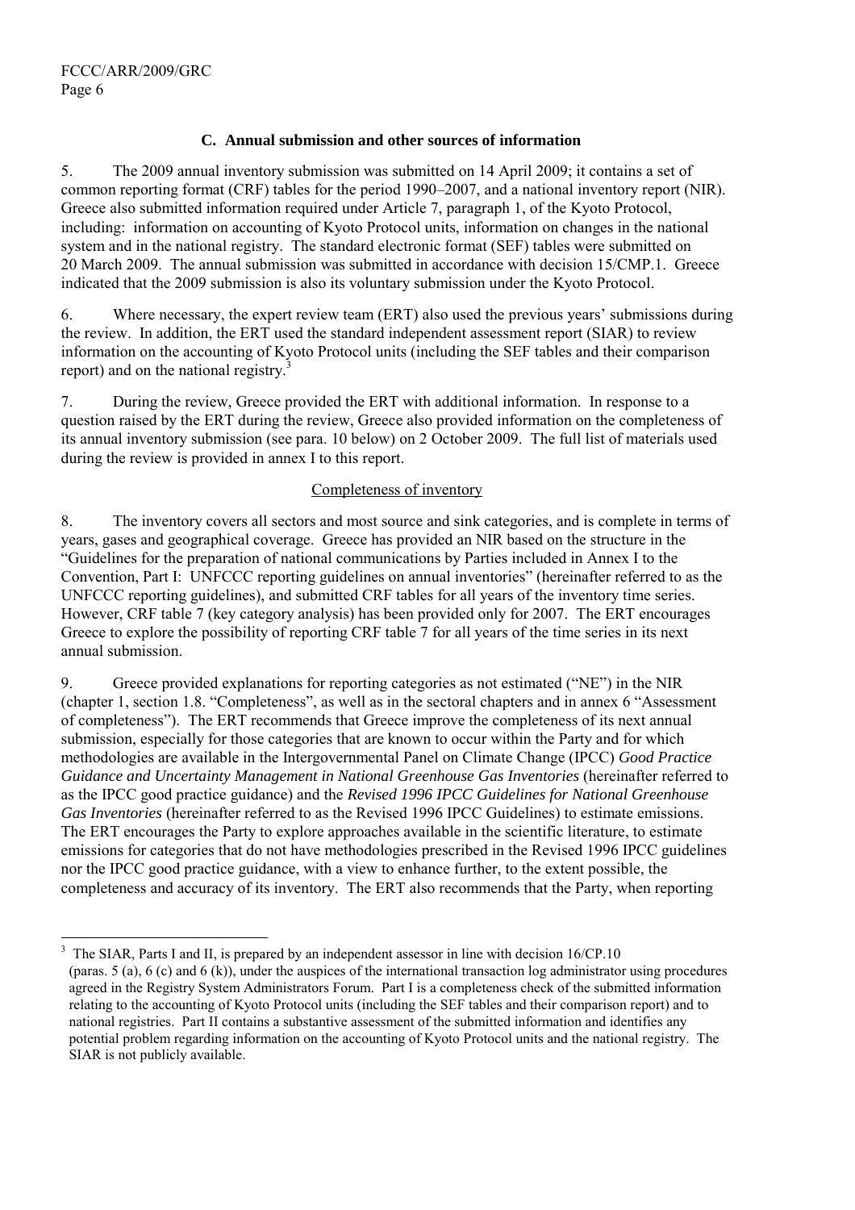### C. Annual submission and other sources of information

5. The 2009 annual inventory submission was submitted on 14 April 2009; it contains a set of common reporting format (CRF) tables for the period 1990–2007, and a national inventory report (NIR). Greece also submitted information required under Article 7, paragraph 1, of the Kyoto Protocol, including: information on accounting of Kyoto Protocol units, information on changes in the national system and in the national registry. The standard electronic format (SEF) tables were submitted on 20 March 2009. The annual submission was submitted in accordance with decision 15/CMP.1. Greece indicated that the 2009 submission is also its voluntary submission under the Kyoto Protocol.

6. Where necessary, the expert review team (ERT) also used the previous years' submissions during the review. In addition, the ERT used the standard independent assessment report (SIAR) to review information on the accounting of Kyoto Protocol units (including the SEF tables and their comparison report) and on the national registry.[3]

7. During the review, Greece provided the ERT with additional information. In response to a question raised by the ERT during the review, Greece also provided information on the completeness of its annual inventory submission (see para. 10 below) on 2 October 2009. The full list of materials used during the review is provided in annex I to this report.

#### Completeness of inventory

8. The inventory covers all sectors and most source and sink categories, and is complete in terms of years, gases and geographical coverage. Greece has provided an NIR based on the structure in the "Guidelines for the preparation of national communications by Parties included in Annex I to the Convention, Part I: UNFCCC reporting guidelines on annual inventories" (hereinafter referred to as the UNFCCC reporting guidelines), and submitted CRF tables for all years of the inventory time series. However, CRF table 7 (key category analysis) has been provided only for 2007. The ERT encourages Greece to explore the possibility of reporting CRF table 7 for all years of the time series in its next annual submission.

9. Greece provided explanations for reporting categories as not estimated ("NE") in the NIR (chapter 1, section 1.8. "Completeness", as well as in the sectoral chapters and in annex 6 "Assessment of completeness"). The ERT recommends that Greece improve the completeness of its next annual submission, especially for those categories that are known to occur within the Party and for which methodologies are available in the Intergovernmental Panel on Climate Change (IPCC) *Good Practice Guidance and Uncertainty Management in National Greenhouse Gas Inventories* (hereinafter referred to as the IPCC good practice guidance) and the *Revised 1996 IPCC Guidelines for National Greenhouse Gas Inventories* (hereinafter referred to as the Revised 1996 IPCC Guidelines) to estimate emissions. The ERT encourages the Party to explore approaches available in the scientific literature, to estimate emissions for categories that do not have methodologies prescribed in the Revised 1996 IPCC guidelines nor the IPCC good practice guidance, with a view to enhance further, to the extent possible, the completeness and accuracy of its inventory. The ERT also recommends that the Party, when reporting

---

[3] The SIAR, Parts I and II, is prepared by an independent assessor in line with decision 16/CP.10 (paras. 5 (a), 6 (c) and 6 (k)), under the auspices of the international transaction log administrator using procedures agreed in the Registry System Administrators Forum. Part I is a completeness check of the submitted information relating to the accounting of Kyoto Protocol units (including the SEF tables and their comparison report) and to national registries. Part II contains a substantive assessment of the submitted information and identifies any potential problem regarding information on the accounting of Kyoto Protocol units and the national registry. The SIAR is not publicly available.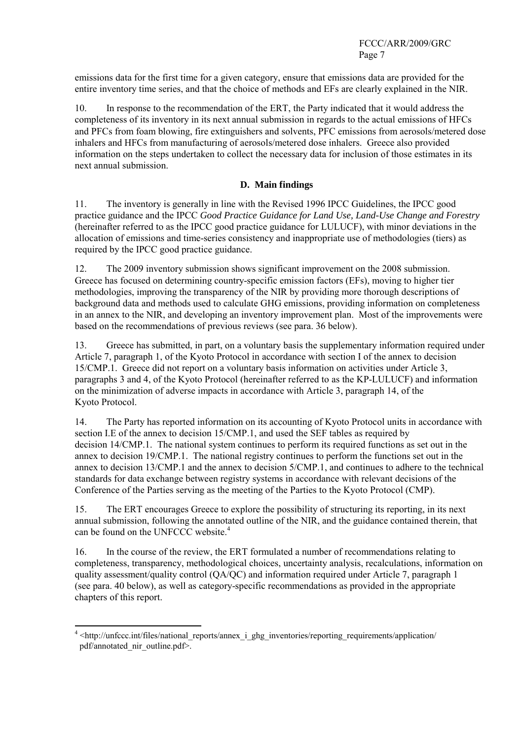emissions data for the first time for a given category, ensure that emissions data are provided for the entire inventory time series, and that the choice of methods and EFs are clearly explained in the NIR.

10. In response to the recommendation of the ERT, the Party indicated that it would address the completeness of its inventory in its next annual submission in regards to the actual emissions of HFCs and PFCs from foam blowing, fire extinguishers and solvents, PFC emissions from aerosols/metered dose inhalers and HFCs from manufacturing of aerosols/metered dose inhalers. Greece also provided information on the steps undertaken to collect the necessary data for inclusion of those estimates in its next annual submission.

### D. Main findings

11. The inventory is generally in line with the Revised 1996 IPCC Guidelines, the IPCC good practice guidance and the IPCC *Good Practice Guidance for Land Use, Land-Use Change and Forestry* (hereinafter referred to as the IPCC good practice guidance for LULUCF), with minor deviations in the allocation of emissions and time-series consistency and inappropriate use of methodologies (tiers) as required by the IPCC good practice guidance.

12. The 2009 inventory submission shows significant improvement on the 2008 submission. Greece has focused on determining country-specific emission factors (EFs), moving to higher tier methodologies, improving the transparency of the NIR by providing more thorough descriptions of background data and methods used to calculate GHG emissions, providing information on completeness in an annex to the NIR, and developing an inventory improvement plan. Most of the improvements were based on the recommendations of previous reviews (see para. 36 below).

13. Greece has submitted, in part, on a voluntary basis the supplementary information required under Article 7, paragraph 1, of the Kyoto Protocol in accordance with section I of the annex to decision 15/CMP.1. Greece did not report on a voluntary basis information on activities under Article 3, paragraphs 3 and 4, of the Kyoto Protocol (hereinafter referred to as the KP-LULUCF) and information on the minimization of adverse impacts in accordance with Article 3, paragraph 14, of the Kyoto Protocol.

14. The Party has reported information on its accounting of Kyoto Protocol units in accordance with section I.E of the annex to decision 15/CMP.1, and used the SEF tables as required by decision 14/CMP.1. The national system continues to perform its required functions as set out in the annex to decision 19/CMP.1. The national registry continues to perform the functions set out in the annex to decision 13/CMP.1 and the annex to decision 5/CMP.1, and continues to adhere to the technical standards for data exchange between registry systems in accordance with relevant decisions of the Conference of the Parties serving as the meeting of the Parties to the Kyoto Protocol (CMP).

15. The ERT encourages Greece to explore the possibility of structuring its reporting, in its next annual submission, following the annotated outline of the NIR, and the guidance contained therein, that can be found on the UNFCCC website.[4]

16. In the course of the review, the ERT formulated a number of recommendations relating to completeness, transparency, methodological choices, uncertainty analysis, recalculations, information on quality assessment/quality control (QA/QC) and information required under Article 7, paragraph 1 (see para. 40 below), as well as category-specific recommendations as provided in the appropriate chapters of this report.

---

[4] <http://unfccc.int/files/national_reports/annex_i_ghg_inventories/reporting_requirements/application/pdf/annotated_nir_outline.pdf>.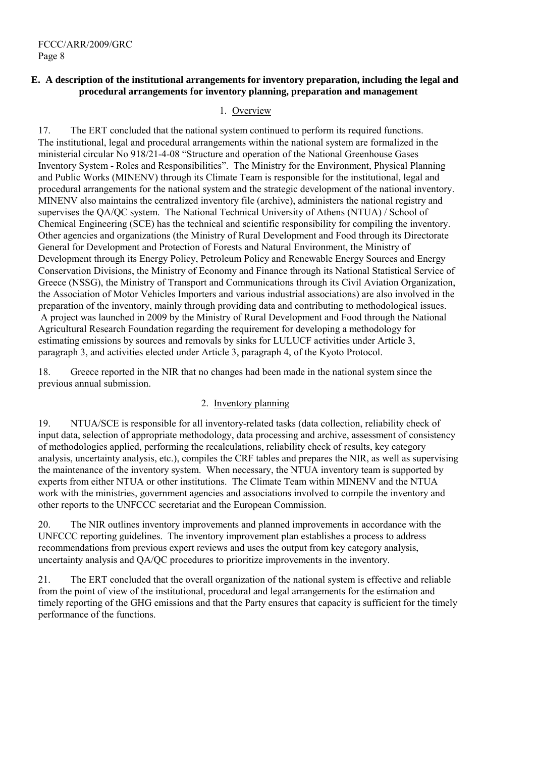### E. A description of the institutional arrangements for inventory preparation, including the legal and procedural arrangements for inventory planning, preparation and management

#### 1. Overview

17. The ERT concluded that the national system continued to perform its required functions. The institutional, legal and procedural arrangements within the national system are formalized in the ministerial circular No 918/21-4-08 "Structure and operation of the National Greenhouse Gases Inventory System - Roles and Responsibilities". The Ministry for the Environment, Physical Planning and Public Works (MINENV) through its Climate Team is responsible for the institutional, legal and procedural arrangements for the national system and the strategic development of the national inventory. MINENV also maintains the centralized inventory file (archive), administers the national registry and supervises the QA/QC system. The National Technical University of Athens (NTUA) / School of Chemical Engineering (SCE) has the technical and scientific responsibility for compiling the inventory. Other agencies and organizations (the Ministry of Rural Development and Food through its Directorate General for Development and Protection of Forests and Natural Environment, the Ministry of Development through its Energy Policy, Petroleum Policy and Renewable Energy Sources and Energy Conservation Divisions, the Ministry of Economy and Finance through its National Statistical Service of Greece (NSSG), the Ministry of Transport and Communications through its Civil Aviation Organization, the Association of Motor Vehicles Importers and various industrial associations) are also involved in the preparation of the inventory, mainly through providing data and contributing to methodological issues. A project was launched in 2009 by the Ministry of Rural Development and Food through the National Agricultural Research Foundation regarding the requirement for developing a methodology for estimating emissions by sources and removals by sinks for LULUCF activities under Article 3, paragraph 3, and activities elected under Article 3, paragraph 4, of the Kyoto Protocol.

18. Greece reported in the NIR that no changes had been made in the national system since the previous annual submission.

#### 2. Inventory planning

19. NTUA/SCE is responsible for all inventory-related tasks (data collection, reliability check of input data, selection of appropriate methodology, data processing and archive, assessment of consistency of methodologies applied, performing the recalculations, reliability check of results, key category analysis, uncertainty analysis, etc.), compiles the CRF tables and prepares the NIR, as well as supervising the maintenance of the inventory system. When necessary, the NTUA inventory team is supported by experts from either NTUA or other institutions. The Climate Team within MINENV and the NTUA work with the ministries, government agencies and associations involved to compile the inventory and other reports to the UNFCCC secretariat and the European Commission.

20. The NIR outlines inventory improvements and planned improvements in accordance with the UNFCCC reporting guidelines. The inventory improvement plan establishes a process to address recommendations from previous expert reviews and uses the output from key category analysis, uncertainty analysis and QA/QC procedures to prioritize improvements in the inventory.

21. The ERT concluded that the overall organization of the national system is effective and reliable from the point of view of the institutional, procedural and legal arrangements for the estimation and timely reporting of the GHG emissions and that the Party ensures that capacity is sufficient for the timely performance of the functions.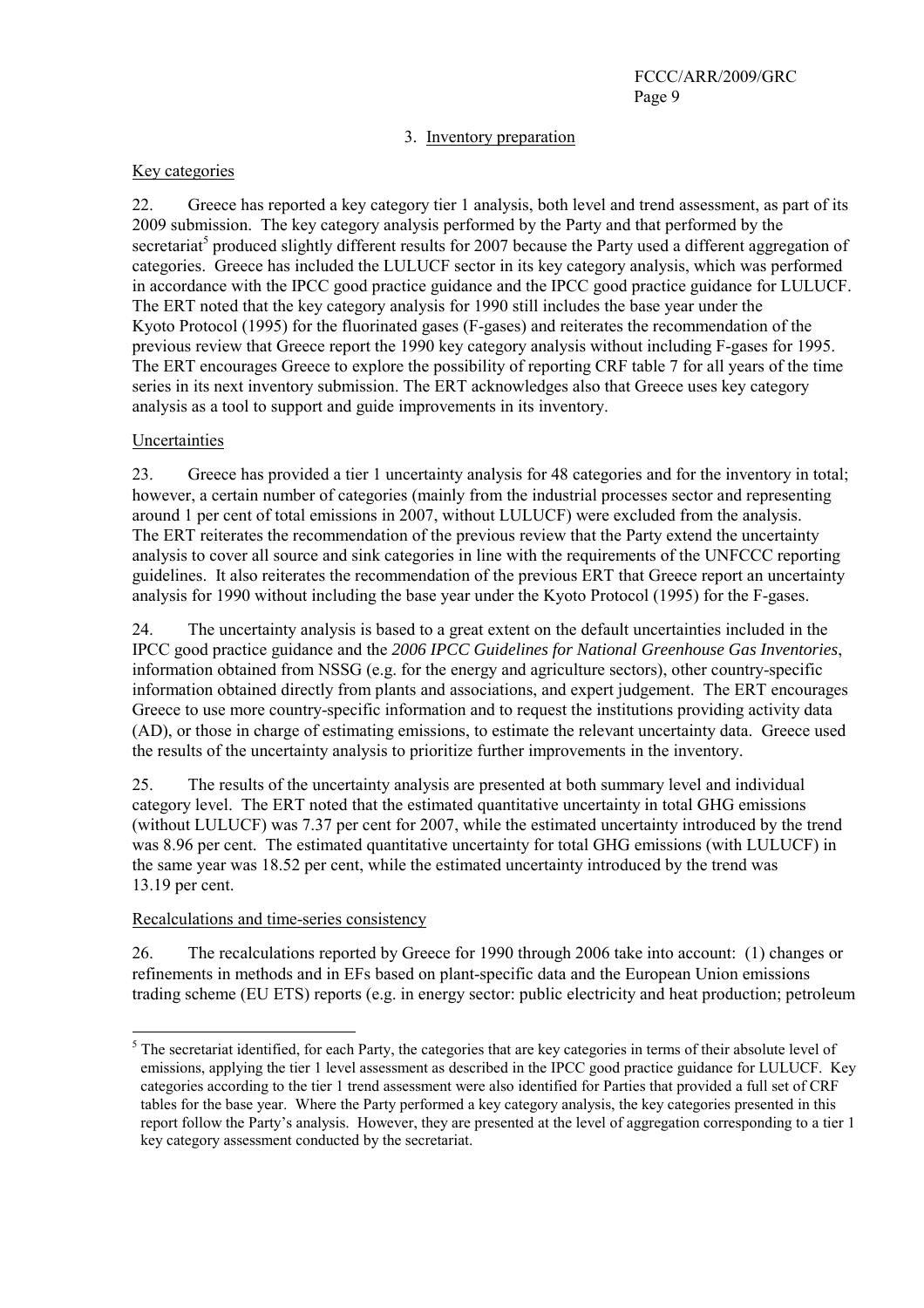### 3. Inventory preparation

#### Key categories

22. Greece has reported a key category tier 1 analysis, both level and trend assessment, as part of its 2009 submission. The key category analysis performed by the Party and that performed by the secretariat[5] produced slightly different results for 2007 because the Party used a different aggregation of categories. Greece has included the LULUCF sector in its key category analysis, which was performed in accordance with the IPCC good practice guidance and the IPCC good practice guidance for LULUCF. The ERT noted that the key category analysis for 1990 still includes the base year under the Kyoto Protocol (1995) for the fluorinated gases (F-gases) and reiterates the recommendation of the previous review that Greece report the 1990 key category analysis without including F-gases for 1995. The ERT encourages Greece to explore the possibility of reporting CRF table 7 for all years of the time series in its next inventory submission. The ERT acknowledges also that Greece uses key category analysis as a tool to support and guide improvements in its inventory.

#### Uncertainties

23. Greece has provided a tier 1 uncertainty analysis for 48 categories and for the inventory in total; however, a certain number of categories (mainly from the industrial processes sector and representing around 1 per cent of total emissions in 2007, without LULUCF) were excluded from the analysis. The ERT reiterates the recommendation of the previous review that the Party extend the uncertainty analysis to cover all source and sink categories in line with the requirements of the UNFCCC reporting guidelines. It also reiterates the recommendation of the previous ERT that Greece report an uncertainty analysis for 1990 without including the base year under the Kyoto Protocol (1995) for the F-gases.

24. The uncertainty analysis is based to a great extent on the default uncertainties included in the IPCC good practice guidance and the *2006 IPCC Guidelines for National Greenhouse Gas Inventories*, information obtained from NSSG (e.g. for the energy and agriculture sectors), other country-specific information obtained directly from plants and associations, and expert judgement. The ERT encourages Greece to use more country-specific information and to request the institutions providing activity data (AD), or those in charge of estimating emissions, to estimate the relevant uncertainty data. Greece used the results of the uncertainty analysis to prioritize further improvements in the inventory.

25. The results of the uncertainty analysis are presented at both summary level and individual category level. The ERT noted that the estimated quantitative uncertainty in total GHG emissions (without LULUCF) was 7.37 per cent for 2007, while the estimated uncertainty introduced by the trend was 8.96 per cent. The estimated quantitative uncertainty for total GHG emissions (with LULUCF) in the same year was 18.52 per cent, while the estimated uncertainty introduced by the trend was 13.19 per cent.

#### Recalculations and time-series consistency

26. The recalculations reported by Greece for 1990 through 2006 take into account: (1) changes or refinements in methods and in EFs based on plant-specific data and the European Union emissions trading scheme (EU ETS) reports (e.g. in energy sector: public electricity and heat production; petroleum

---

[5] The secretariat identified, for each Party, the categories that are key categories in terms of their absolute level of emissions, applying the tier 1 level assessment as described in the IPCC good practice guidance for LULUCF. Key categories according to the tier 1 trend assessment were also identified for Parties that provided a full set of CRF tables for the base year. Where the Party performed a key category analysis, the key categories presented in this report follow the Party's analysis. However, they are presented at the level of aggregation corresponding to a tier 1 key category assessment conducted by the secretariat.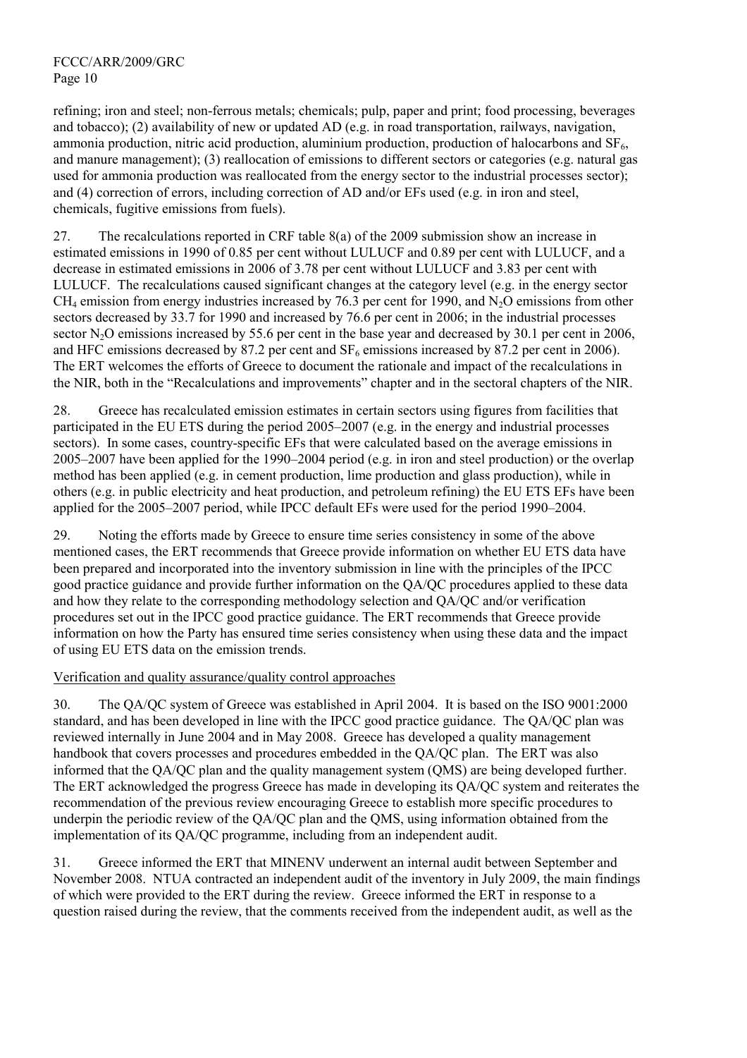refining; iron and steel; non-ferrous metals; chemicals; pulp, paper and print; food processing, beverages and tobacco); (2) availability of new or updated AD (e.g. in road transportation, railways, navigation, ammonia production, nitric acid production, aluminium production, production of halocarbons and $SF_6$, and manure management); (3) reallocation of emissions to different sectors or categories (e.g. natural gas used for ammonia production was reallocated from the energy sector to the industrial processes sector); and (4) correction of errors, including correction of AD and/or EFs used (e.g. in iron and steel, chemicals, fugitive emissions from fuels).

27. The recalculations reported in CRF table 8(a) of the 2009 submission show an increase in estimated emissions in 1990 of 0.85 per cent without LULUCF and 0.89 per cent with LULUCF, and a decrease in estimated emissions in 2006 of 3.78 per cent without LULUCF and 3.83 per cent with LULUCF. The recalculations caused significant changes at the category level (e.g. in the energy sector $CH_4$ emission from energy industries increased by 76.3 per cent for 1990, and $N_2O$ emissions from other sectors decreased by 33.7 for 1990 and increased by 76.6 per cent in 2006; in the industrial processes sector $N_2O$ emissions increased by 55.6 per cent in the base year and decreased by 30.1 per cent in 2006, and HFC emissions decreased by 87.2 per cent and $SF_6$ emissions increased by 87.2 per cent in 2006). The ERT welcomes the efforts of Greece to document the rationale and impact of the recalculations in the NIR, both in the "Recalculations and improvements" chapter and in the sectoral chapters of the NIR.

28. Greece has recalculated emission estimates in certain sectors using figures from facilities that participated in the EU ETS during the period 2005–2007 (e.g. in the energy and industrial processes sectors). In some cases, country-specific EFs that were calculated based on the average emissions in 2005–2007 have been applied for the 1990–2004 period (e.g. in iron and steel production) or the overlap method has been applied (e.g. in cement production, lime production and glass production), while in others (e.g. in public electricity and heat production, and petroleum refining) the EU ETS EFs have been applied for the 2005–2007 period, while IPCC default EFs were used for the period 1990–2004.

29. Noting the efforts made by Greece to ensure time series consistency in some of the above mentioned cases, the ERT recommends that Greece provide information on whether EU ETS data have been prepared and incorporated into the inventory submission in line with the principles of the IPCC good practice guidance and provide further information on the QA/QC procedures applied to these data and how they relate to the corresponding methodology selection and QA/QC and/or verification procedures set out in the IPCC good practice guidance. The ERT recommends that Greece provide information on how the Party has ensured time series consistency when using these data and the impact of using EU ETS data on the emission trends.

Verification and quality assurance/quality control approaches

30. The QA/QC system of Greece was established in April 2004. It is based on the ISO 9001:2000 standard, and has been developed in line with the IPCC good practice guidance. The QA/QC plan was reviewed internally in June 2004 and in May 2008. Greece has developed a quality management handbook that covers processes and procedures embedded in the QA/QC plan. The ERT was also informed that the QA/QC plan and the quality management system (QMS) are being developed further. The ERT acknowledged the progress Greece has made in developing its QA/QC system and reiterates the recommendation of the previous review encouraging Greece to establish more specific procedures to underpin the periodic review of the QA/QC plan and the QMS, using information obtained from the implementation of its QA/QC programme, including from an independent audit.

31. Greece informed the ERT that MINENV underwent an internal audit between September and November 2008. NTUA contracted an independent audit of the inventory in July 2009, the main findings of which were provided to the ERT during the review. Greece informed the ERT in response to a question raised during the review, that the comments received from the independent audit, as well as the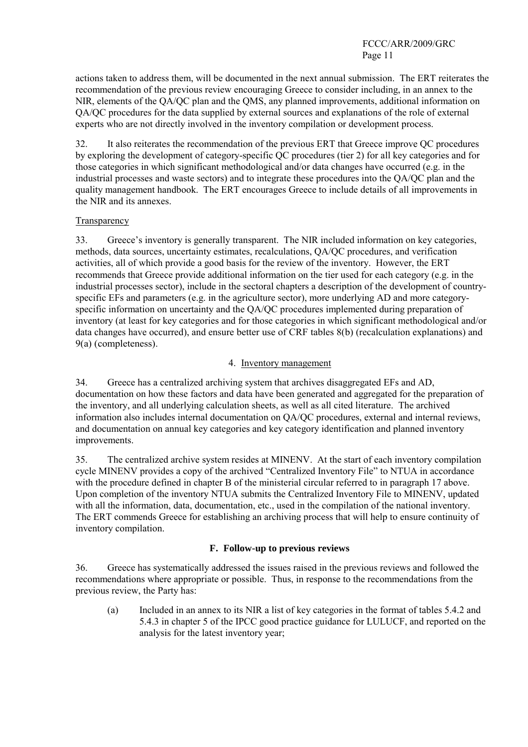actions taken to address them, will be documented in the next annual submission. The ERT reiterates the recommendation of the previous review encouraging Greece to consider including, in an annex to the NIR, elements of the QA/QC plan and the QMS, any planned improvements, additional information on QA/QC procedures for the data supplied by external sources and explanations of the role of external experts who are not directly involved in the inventory compilation or development process.

32. It also reiterates the recommendation of the previous ERT that Greece improve QC procedures by exploring the development of category-specific QC procedures (tier 2) for all key categories and for those categories in which significant methodological and/or data changes have occurred (e.g. in the industrial processes and waste sectors) and to integrate these procedures into the QA/QC plan and the quality management handbook. The ERT encourages Greece to include details of all improvements in the NIR and its annexes.

Transparency

33. Greece's inventory is generally transparent. The NIR included information on key categories, methods, data sources, uncertainty estimates, recalculations, QA/QC procedures, and verification activities, all of which provide a good basis for the review of the inventory. However, the ERT recommends that Greece provide additional information on the tier used for each category (e.g. in the industrial processes sector), include in the sectoral chapters a description of the development of country-specific EFs and parameters (e.g. in the agriculture sector), more underlying AD and more category-specific information on uncertainty and the QA/QC procedures implemented during preparation of inventory (at least for key categories and for those categories in which significant methodological and/or data changes have occurred), and ensure better use of CRF tables 8(b) (recalculation explanations) and 9(a) (completeness).

### 4. Inventory management

34. Greece has a centralized archiving system that archives disaggregated EFs and AD, documentation on how these factors and data have been generated and aggregated for the preparation of the inventory, and all underlying calculation sheets, as well as all cited literature. The archived information also includes internal documentation on QA/QC procedures, external and internal reviews, and documentation on annual key categories and key category identification and planned inventory improvements.

35. The centralized archive system resides at MINENV. At the start of each inventory compilation cycle MINENV provides a copy of the archived "Centralized Inventory File" to NTUA in accordance with the procedure defined in chapter B of the ministerial circular referred to in paragraph 17 above. Upon completion of the inventory NTUA submits the Centralized Inventory File to MINENV, updated with all the information, data, documentation, etc., used in the compilation of the national inventory. The ERT commends Greece for establishing an archiving process that will help to ensure continuity of inventory compilation.

## F. Follow-up to previous reviews

36. Greece has systematically addressed the issues raised in the previous reviews and followed the recommendations where appropriate or possible. Thus, in response to the recommendations from the previous review, the Party has:

(a) Included in an annex to its NIR a list of key categories in the format of tables 5.4.2 and 5.4.3 in chapter 5 of the IPCC good practice guidance for LULUCF, and reported on the analysis for the latest inventory year;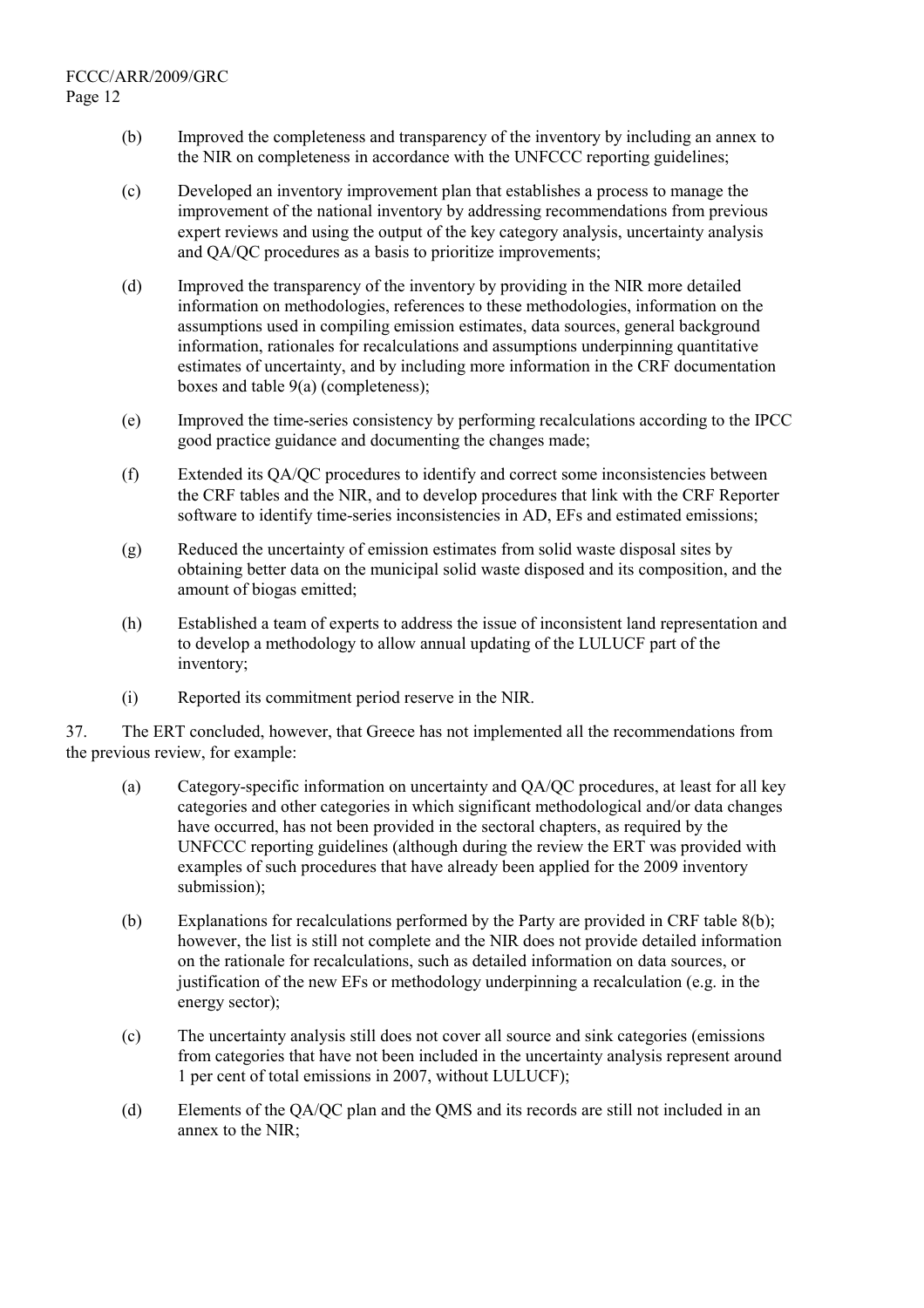(b) Improved the completeness and transparency of the inventory by including an annex to the NIR on completeness in accordance with the UNFCCC reporting guidelines;

(c) Developed an inventory improvement plan that establishes a process to manage the improvement of the national inventory by addressing recommendations from previous expert reviews and using the output of the key category analysis, uncertainty analysis and QA/QC procedures as a basis to prioritize improvements;

(d) Improved the transparency of the inventory by providing in the NIR more detailed information on methodologies, references to these methodologies, information on the assumptions used in compiling emission estimates, data sources, general background information, rationales for recalculations and assumptions underpinning quantitative estimates of uncertainty, and by including more information in the CRF documentation boxes and table 9(a) (completeness);

(e) Improved the time-series consistency by performing recalculations according to the IPCC good practice guidance and documenting the changes made;

(f) Extended its QA/QC procedures to identify and correct some inconsistencies between the CRF tables and the NIR, and to develop procedures that link with the CRF Reporter software to identify time-series inconsistencies in AD, EFs and estimated emissions;

(g) Reduced the uncertainty of emission estimates from solid waste disposal sites by obtaining better data on the municipal solid waste disposed and its composition, and the amount of biogas emitted;

(h) Established a team of experts to address the issue of inconsistent land representation and to develop a methodology to allow annual updating of the LULUCF part of the inventory;

(i) Reported its commitment period reserve in the NIR.

37. The ERT concluded, however, that Greece has not implemented all the recommendations from the previous review, for example:

(a) Category-specific information on uncertainty and QA/QC procedures, at least for all key categories and other categories in which significant methodological and/or data changes have occurred, has not been provided in the sectoral chapters, as required by the UNFCCC reporting guidelines (although during the review the ERT was provided with examples of such procedures that have already been applied for the 2009 inventory submission);

(b) Explanations for recalculations performed by the Party are provided in CRF table 8(b); however, the list is still not complete and the NIR does not provide detailed information on the rationale for recalculations, such as detailed information on data sources, or justification of the new EFs or methodology underpinning a recalculation (e.g. in the energy sector);

(c) The uncertainty analysis still does not cover all source and sink categories (emissions from categories that have not been included in the uncertainty analysis represent around 1 per cent of total emissions in 2007, without LULUCF);

(d) Elements of the QA/QC plan and the QMS and its records are still not included in an annex to the NIR;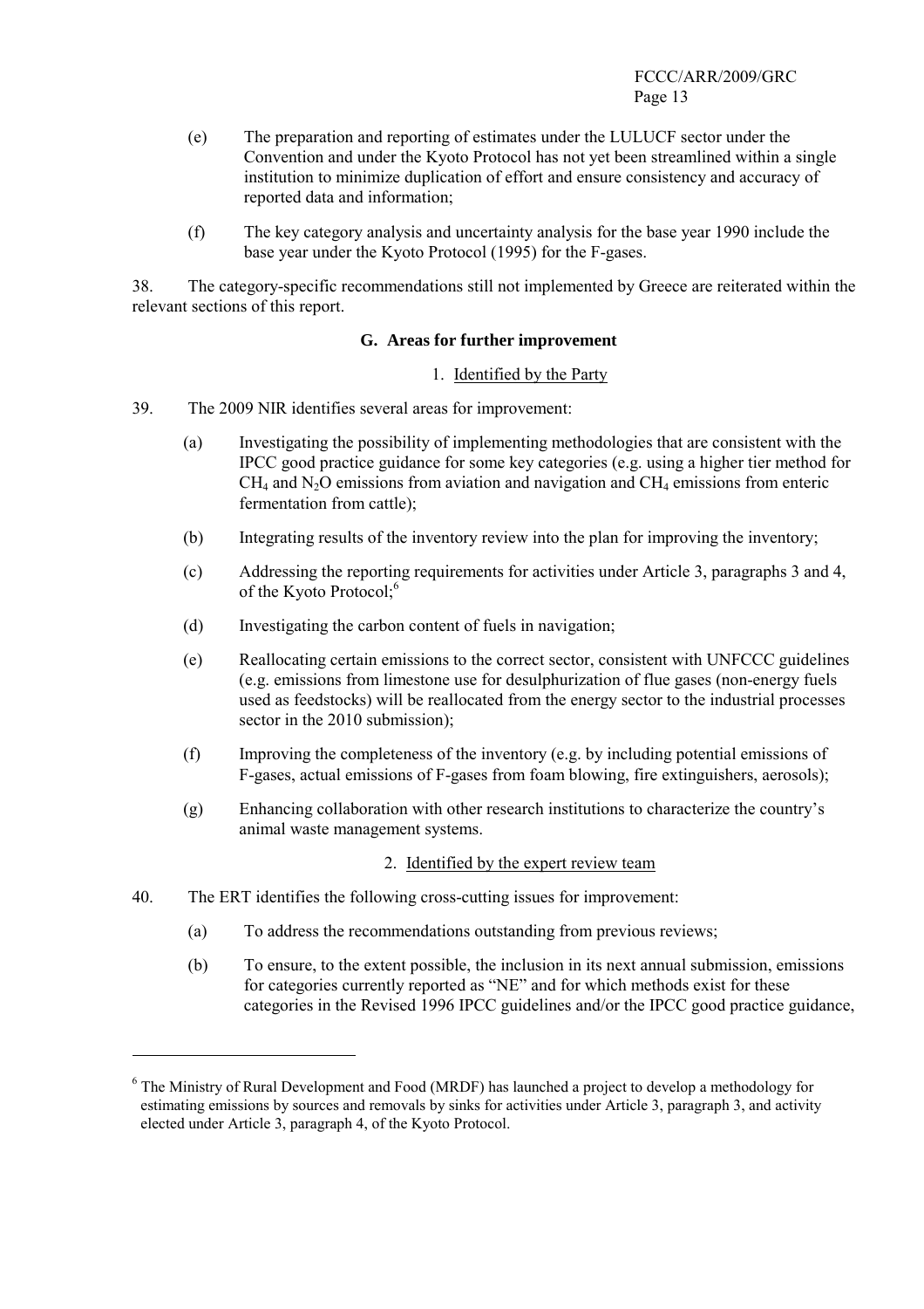(e) The preparation and reporting of estimates under the LULUCF sector under the Convention and under the Kyoto Protocol has not yet been streamlined within a single institution to minimize duplication of effort and ensure consistency and accuracy of reported data and information;

(f) The key category analysis and uncertainty analysis for the base year 1990 include the base year under the Kyoto Protocol (1995) for the F-gases.

38. The category-specific recommendations still not implemented by Greece are reiterated within the relevant sections of this report.

### G. Areas for further improvement

#### 1. Identified by the Party

39. The 2009 NIR identifies several areas for improvement:

(a) Investigating the possibility of implementing methodologies that are consistent with the IPCC good practice guidance for some key categories (e.g. using a higher tier method for $CH_4$ and $N_2O$ emissions from aviation and navigation and $CH_4$ emissions from enteric fermentation from cattle);

(b) Integrating results of the inventory review into the plan for improving the inventory;

(c) Addressing the reporting requirements for activities under Article 3, paragraphs 3 and 4, of the Kyoto Protocol;[6]

(d) Investigating the carbon content of fuels in navigation;

(e) Reallocating certain emissions to the correct sector, consistent with UNFCCC guidelines (e.g. emissions from limestone use for desulphurization of flue gases (non-energy fuels used as feedstocks) will be reallocated from the energy sector to the industrial processes sector in the 2010 submission);

(f) Improving the completeness of the inventory (e.g. by including potential emissions of F-gases, actual emissions of F-gases from foam blowing, fire extinguishers, aerosols);

(g) Enhancing collaboration with other research institutions to characterize the country's animal waste management systems.

#### 2. Identified by the expert review team

40. The ERT identifies the following cross-cutting issues for improvement:

(a) To address the recommendations outstanding from previous reviews;

(b) To ensure, to the extent possible, the inclusion in its next annual submission, emissions for categories currently reported as "NE" and for which methods exist for these categories in the Revised 1996 IPCC guidelines and/or the IPCC good practice guidance,

---

[6] The Ministry of Rural Development and Food (MRDF) has launched a project to develop a methodology for estimating emissions by sources and removals by sinks for activities under Article 3, paragraph 3, and activity elected under Article 3, paragraph 4, of the Kyoto Protocol.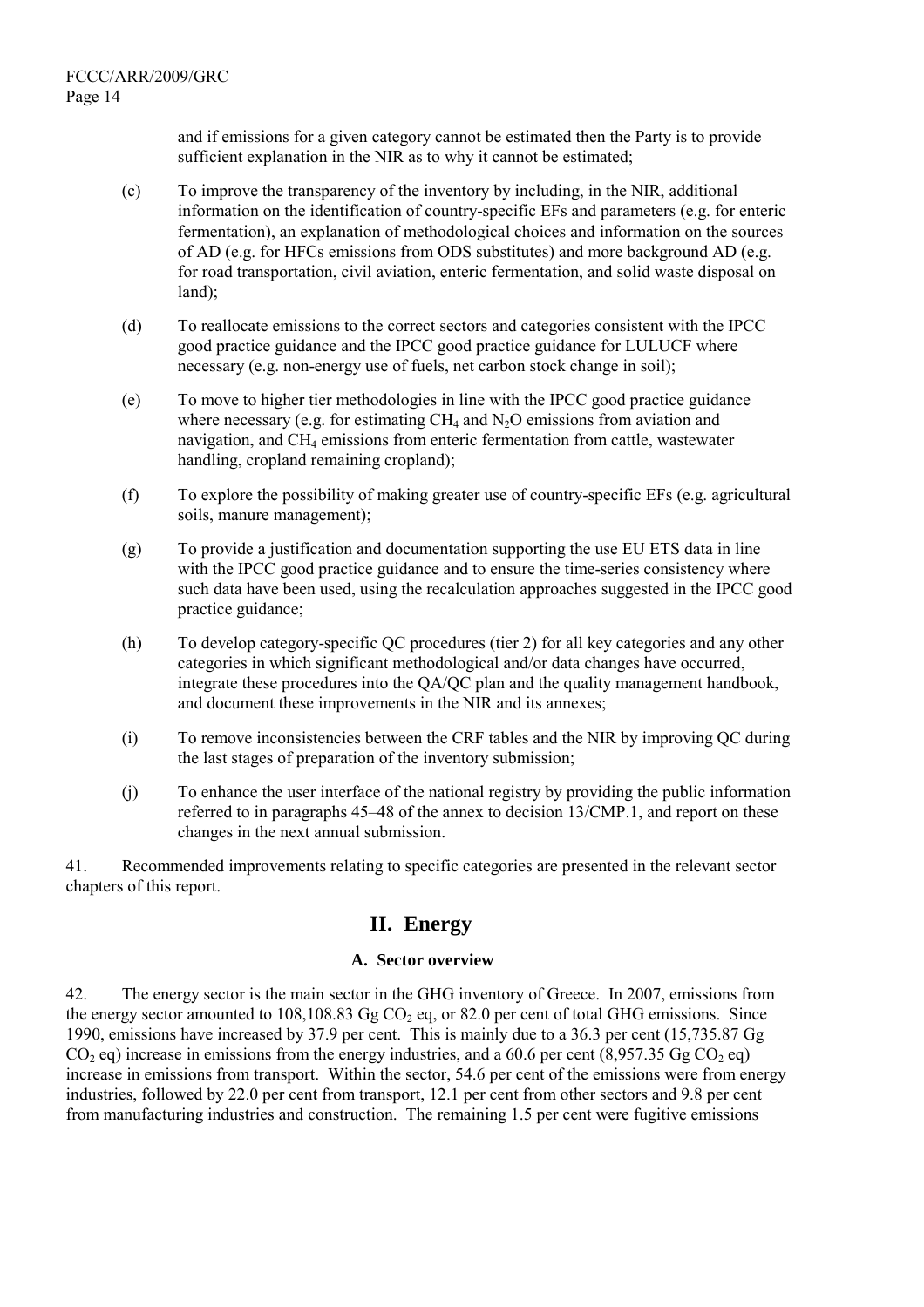and if emissions for a given category cannot be estimated then the Party is to provide sufficient explanation in the NIR as to why it cannot be estimated;

(c) To improve the transparency of the inventory by including, in the NIR, additional information on the identification of country-specific EFs and parameters (e.g. for enteric fermentation), an explanation of methodological choices and information on the sources of AD (e.g. for HFCs emissions from ODS substitutes) and more background AD (e.g. for road transportation, civil aviation, enteric fermentation, and solid waste disposal on land);

(d) To reallocate emissions to the correct sectors and categories consistent with the IPCC good practice guidance and the IPCC good practice guidance for LULUCF where necessary (e.g. non-energy use of fuels, net carbon stock change in soil);

(e) To move to higher tier methodologies in line with the IPCC good practice guidance where necessary (e.g. for estimating $CH_4$ and $N_2O$ emissions from aviation and navigation, and $CH_4$ emissions from enteric fermentation from cattle, wastewater handling, cropland remaining cropland);

(f) To explore the possibility of making greater use of country-specific EFs (e.g. agricultural soils, manure management);

(g) To provide a justification and documentation supporting the use EU ETS data in line with the IPCC good practice guidance and to ensure the time-series consistency where such data have been used, using the recalculation approaches suggested in the IPCC good practice guidance;

(h) To develop category-specific QC procedures (tier 2) for all key categories and any other categories in which significant methodological and/or data changes have occurred, integrate these procedures into the QA/QC plan and the quality management handbook, and document these improvements in the NIR and its annexes;

(i) To remove inconsistencies between the CRF tables and the NIR by improving QC during the last stages of preparation of the inventory submission;

(j) To enhance the user interface of the national registry by providing the public information referred to in paragraphs 45–48 of the annex to decision 13/CMP.1, and report on these changes in the next annual submission.

41. Recommended improvements relating to specific categories are presented in the relevant sector chapters of this report.

# II. Energy

## A. Sector overview

42. The energy sector is the main sector in the GHG inventory of Greece. In 2007, emissions from the energy sector amounted to 108,108.83 Gg $CO_2$ eq, or 82.0 per cent of total GHG emissions. Since 1990, emissions have increased by 37.9 per cent. This is mainly due to a 36.3 per cent (15,735.87 Gg $CO_2$ eq) increase in emissions from the energy industries, and a 60.6 per cent (8,957.35 Gg $CO_2$ eq) increase in emissions from transport. Within the sector, 54.6 per cent of the emissions were from energy industries, followed by 22.0 per cent from transport, 12.1 per cent from other sectors and 9.8 per cent from manufacturing industries and construction. The remaining 1.5 per cent were fugitive emissions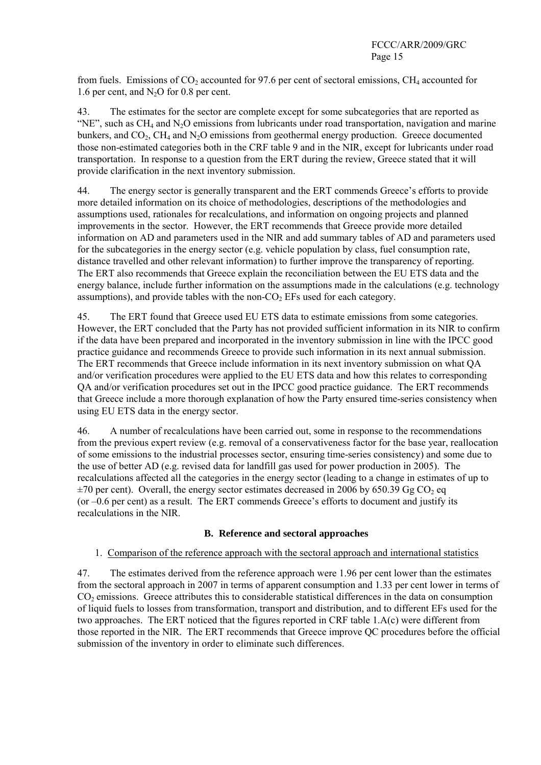from fuels. Emissions of $CO_2$ accounted for 97.6 per cent of sectoral emissions, $CH_4$ accounted for 1.6 per cent, and $N_2O$ for 0.8 per cent.

43. The estimates for the sector are complete except for some subcategories that are reported as "NE", such as $CH_4$ and $N_2O$ emissions from lubricants under road transportation, navigation and marine bunkers, and $CO_2$, $CH_4$ and $N_2O$ emissions from geothermal energy production. Greece documented those non-estimated categories both in the CRF table 9 and in the NIR, except for lubricants under road transportation. In response to a question from the ERT during the review, Greece stated that it will provide clarification in the next inventory submission.

44. The energy sector is generally transparent and the ERT commends Greece's efforts to provide more detailed information on its choice of methodologies, descriptions of the methodologies and assumptions used, rationales for recalculations, and information on ongoing projects and planned improvements in the sector. However, the ERT recommends that Greece provide more detailed information on AD and parameters used in the NIR and add summary tables of AD and parameters used for the subcategories in the energy sector (e.g. vehicle population by class, fuel consumption rate, distance travelled and other relevant information) to further improve the transparency of reporting. The ERT also recommends that Greece explain the reconciliation between the EU ETS data and the energy balance, include further information on the assumptions made in the calculations (e.g. technology assumptions), and provide tables with the non-$CO_2$ EFs used for each category.

45. The ERT found that Greece used EU ETS data to estimate emissions from some categories. However, the ERT concluded that the Party has not provided sufficient information in its NIR to confirm if the data have been prepared and incorporated in the inventory submission in line with the IPCC good practice guidance and recommends Greece to provide such information in its next annual submission. The ERT recommends that Greece include information in its next inventory submission on what QA and/or verification procedures were applied to the EU ETS data and how this relates to corresponding QA and/or verification procedures set out in the IPCC good practice guidance. The ERT recommends that Greece include a more thorough explanation of how the Party ensured time-series consistency when using EU ETS data in the energy sector.

46. A number of recalculations have been carried out, some in response to the recommendations from the previous expert review (e.g. removal of a conservativeness factor for the base year, reallocation of some emissions to the industrial processes sector, ensuring time-series consistency) and some due to the use of better AD (e.g. revised data for landfill gas used for power production in 2005). The recalculations affected all the categories in the energy sector (leading to a change in estimates of up to ±70 per cent). Overall, the energy sector estimates decreased in 2006 by 650.39 Gg $CO_2$ eq (or –0.6 per cent) as a result. The ERT commends Greece's efforts to document and justify its recalculations in the NIR.

### B. Reference and sectoral approaches

1. Comparison of the reference approach with the sectoral approach and international statistics

47. The estimates derived from the reference approach were 1.96 per cent lower than the estimates from the sectoral approach in 2007 in terms of apparent consumption and 1.33 per cent lower in terms of $CO_2$ emissions. Greece attributes this to considerable statistical differences in the data on consumption of liquid fuels to losses from transformation, transport and distribution, and to different EFs used for the two approaches. The ERT noticed that the figures reported in CRF table 1.A(c) were different from those reported in the NIR. The ERT recommends that Greece improve QC procedures before the official submission of the inventory in order to eliminate such differences.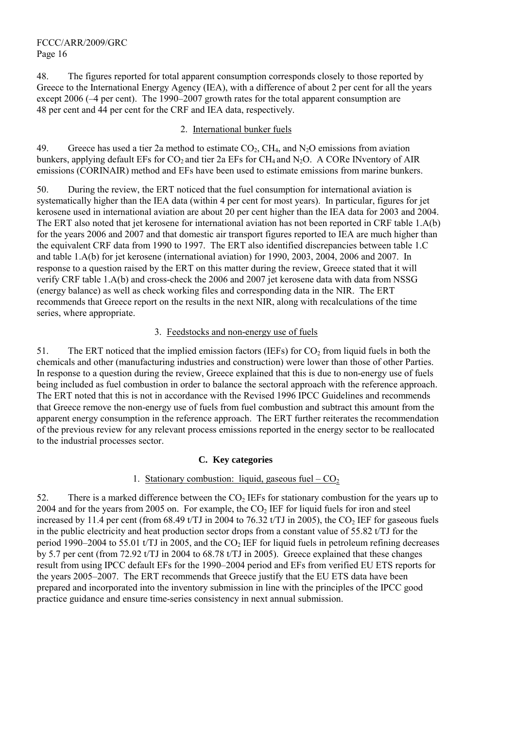48. The figures reported for total apparent consumption corresponds closely to those reported by Greece to the International Energy Agency (IEA), with a difference of about 2 per cent for all the years except 2006 (–4 per cent). The 1990–2007 growth rates for the total apparent consumption are 48 per cent and 44 per cent for the CRF and IEA data, respectively.

### 2. International bunker fuels

49. Greece has used a tier 2a method to estimate $CO_2$, $CH_4$, and $N_2O$ emissions from aviation bunkers, applying default EFs for $CO_2$ and tier 2a EFs for $CH_4$ and $N_2O$. A CORe INventory of AIR emissions (CORINAIR) method and EFs have been used to estimate emissions from marine bunkers.

50. During the review, the ERT noticed that the fuel consumption for international aviation is systematically higher than the IEA data (within 4 per cent for most years). In particular, figures for jet kerosene used in international aviation are about 20 per cent higher than the IEA data for 2003 and 2004. The ERT also noted that jet kerosene for international aviation has not been reported in CRF table 1.A(b) for the years 2006 and 2007 and that domestic air transport figures reported to IEA are much higher than the equivalent CRF data from 1990 to 1997. The ERT also identified discrepancies between table 1.C and table 1.A(b) for jet kerosene (international aviation) for 1990, 2003, 2004, 2006 and 2007. In response to a question raised by the ERT on this matter during the review, Greece stated that it will verify CRF table 1.A(b) and cross-check the 2006 and 2007 jet kerosene data with data from NSSG (energy balance) as well as check working files and corresponding data in the NIR. The ERT recommends that Greece report on the results in the next NIR, along with recalculations of the time series, where appropriate.

### 3. Feedstocks and non-energy use of fuels

51. The ERT noticed that the implied emission factors (IEFs) for $CO_2$ from liquid fuels in both the chemicals and other (manufacturing industries and construction) were lower than those of other Parties. In response to a question during the review, Greece explained that this is due to non-energy use of fuels being included as fuel combustion in order to balance the sectoral approach with the reference approach. The ERT noted that this is not in accordance with the Revised 1996 IPCC Guidelines and recommends that Greece remove the non-energy use of fuels from fuel combustion and subtract this amount from the apparent energy consumption in the reference approach. The ERT further reiterates the recommendation of the previous review for any relevant process emissions reported in the energy sector to be reallocated to the industrial processes sector.

## C. Key categories

### 1. Stationary combustion: liquid, gaseous fuel – $CO_2$

52. There is a marked difference between the $CO_2$ IEFs for stationary combustion for the years up to 2004 and for the years from 2005 on. For example, the $CO_2$ IEF for liquid fuels for iron and steel increased by 11.4 per cent (from 68.49 t/TJ in 2004 to 76.32 t/TJ in 2005), the $CO_2$ IEF for gaseous fuels in the public electricity and heat production sector drops from a constant value of 55.82 t/TJ for the period 1990–2004 to 55.01 t/TJ in 2005, and the $CO_2$ IEF for liquid fuels in petroleum refining decreases by 5.7 per cent (from 72.92 t/TJ in 2004 to 68.78 t/TJ in 2005). Greece explained that these changes result from using IPCC default EFs for the 1990–2004 period and EFs from verified EU ETS reports for the years 2005–2007. The ERT recommends that Greece justify that the EU ETS data have been prepared and incorporated into the inventory submission in line with the principles of the IPCC good practice guidance and ensure time-series consistency in next annual submission.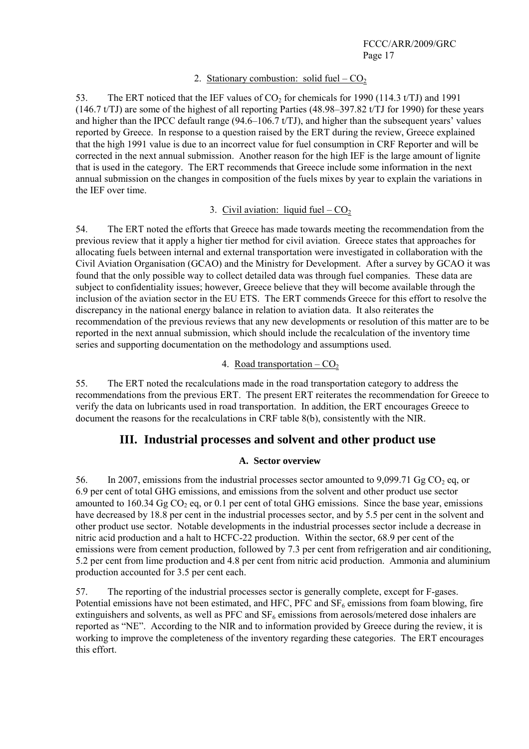### 2. Stationary combustion: solid fuel – $CO_2$

53. The ERT noticed that the IEF values of $CO_2$ for chemicals for 1990 (114.3 t/TJ) and 1991 (146.7 t/TJ) are some of the highest of all reporting Parties (48.98–397.82 t/TJ for 1990) for these years and higher than the IPCC default range (94.6–106.7 t/TJ), and higher than the subsequent years' values reported by Greece. In response to a question raised by the ERT during the review, Greece explained that the high 1991 value is due to an incorrect value for fuel consumption in CRF Reporter and will be corrected in the next annual submission. Another reason for the high IEF is the large amount of lignite that is used in the category. The ERT recommends that Greece include some information in the next annual submission on the changes in composition of the fuels mixes by year to explain the variations in the IEF over time.

### 3. Civil aviation: liquid fuel – $CO_2$

54. The ERT noted the efforts that Greece has made towards meeting the recommendation from the previous review that it apply a higher tier method for civil aviation. Greece states that approaches for allocating fuels between internal and external transportation were investigated in collaboration with the Civil Aviation Organisation (GCAO) and the Ministry for Development. After a survey by GCAO it was found that the only possible way to collect detailed data was through fuel companies. These data are subject to confidentiality issues; however, Greece believe that they will become available through the inclusion of the aviation sector in the EU ETS. The ERT commends Greece for this effort to resolve the discrepancy in the national energy balance in relation to aviation data. It also reiterates the recommendation of the previous reviews that any new developments or resolution of this matter are to be reported in the next annual submission, which should include the recalculation of the inventory time series and supporting documentation on the methodology and assumptions used.

### 4. Road transportation – $CO_2$

55. The ERT noted the recalculations made in the road transportation category to address the recommendations from the previous ERT. The present ERT reiterates the recommendation for Greece to verify the data on lubricants used in road transportation. In addition, the ERT encourages Greece to document the reasons for the recalculations in CRF table 8(b), consistently with the NIR.

# III. Industrial processes and solvent and other product use

## A. Sector overview

56. In 2007, emissions from the industrial processes sector amounted to 9,099.71 Gg $CO_2$ eq, or 6.9 per cent of total GHG emissions, and emissions from the solvent and other product use sector amounted to 160.34 Gg $CO_2$ eq, or 0.1 per cent of total GHG emissions. Since the base year, emissions have decreased by 18.8 per cent in the industrial processes sector, and by 5.5 per cent in the solvent and other product use sector. Notable developments in the industrial processes sector include a decrease in nitric acid production and a halt to HCFC-22 production. Within the sector, 68.9 per cent of the emissions were from cement production, followed by 7.3 per cent from refrigeration and air conditioning, 5.2 per cent from lime production and 4.8 per cent from nitric acid production. Ammonia and aluminium production accounted for 3.5 per cent each.

57. The reporting of the industrial processes sector is generally complete, except for F-gases. Potential emissions have not been estimated, and HFC, PFC and $SF_6$ emissions from foam blowing, fire extinguishers and solvents, as well as PFC and $SF_6$ emissions from aerosols/metered dose inhalers are reported as "NE". According to the NIR and to information provided by Greece during the review, it is working to improve the completeness of the inventory regarding these categories. The ERT encourages this effort.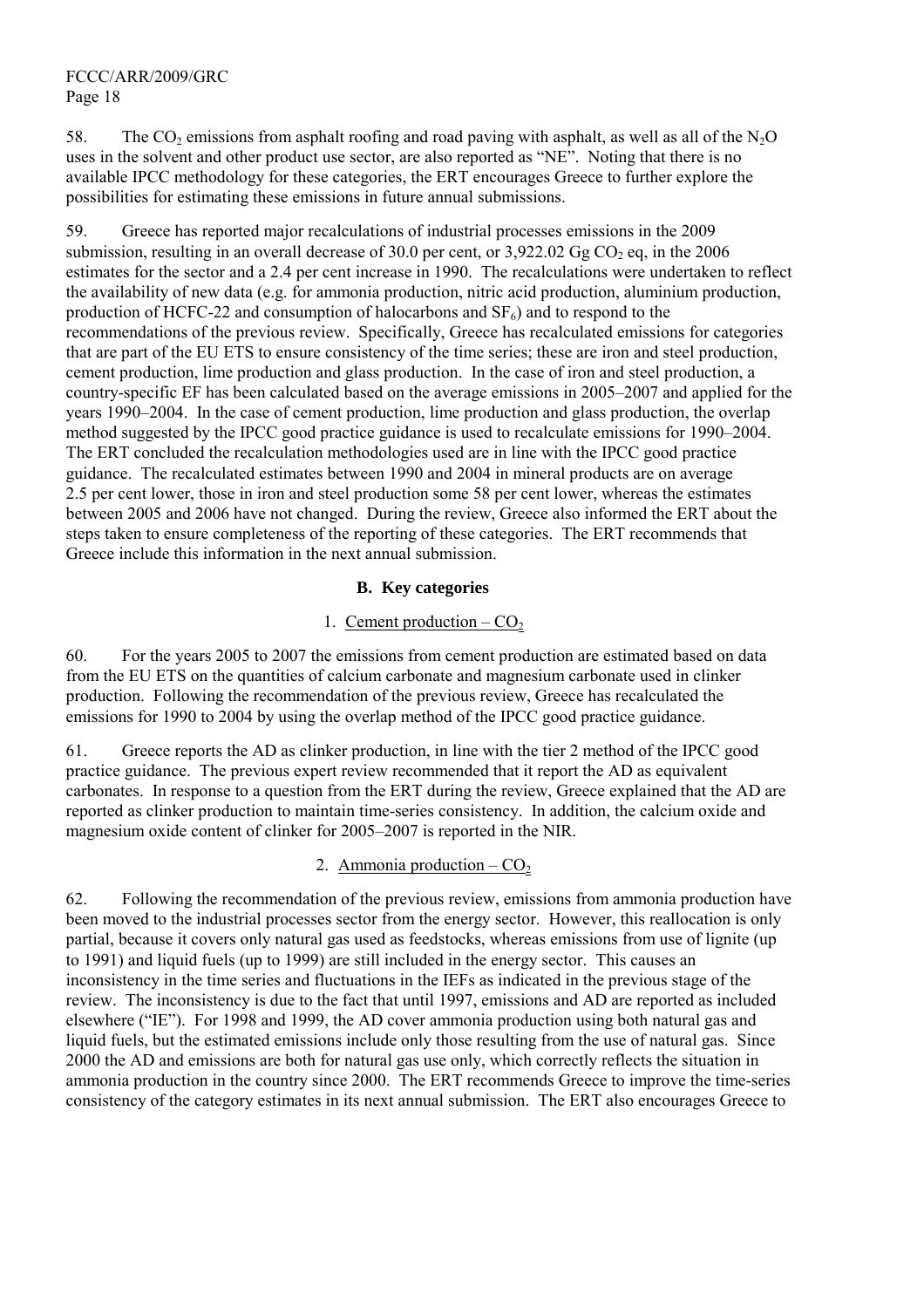58. The $CO_2$ emissions from asphalt roofing and road paving with asphalt, as well as all of the $N_2O$ uses in the solvent and other product use sector, are also reported as "NE". Noting that there is no available IPCC methodology for these categories, the ERT encourages Greece to further explore the possibilities for estimating these emissions in future annual submissions.

59. Greece has reported major recalculations of industrial processes emissions in the 2009 submission, resulting in an overall decrease of 30.0 per cent, or 3,922.02 Gg $CO_2$ eq, in the 2006 estimates for the sector and a 2.4 per cent increase in 1990. The recalculations were undertaken to reflect the availability of new data (e.g. for ammonia production, nitric acid production, aluminium production, production of HCFC-22 and consumption of halocarbons and $SF_6$) and to respond to the recommendations of the previous review. Specifically, Greece has recalculated emissions for categories that are part of the EU ETS to ensure consistency of the time series; these are iron and steel production, cement production, lime production and glass production. In the case of iron and steel production, a country-specific EF has been calculated based on the average emissions in 2005–2007 and applied for the years 1990–2004. In the case of cement production, lime production and glass production, the overlap method suggested by the IPCC good practice guidance is used to recalculate emissions for 1990–2004. The ERT concluded the recalculation methodologies used are in line with the IPCC good practice guidance. The recalculated estimates between 1990 and 2004 in mineral products are on average 2.5 per cent lower, those in iron and steel production some 58 per cent lower, whereas the estimates between 2005 and 2006 have not changed. During the review, Greece also informed the ERT about the steps taken to ensure completeness of the reporting of these categories. The ERT recommends that Greece include this information in the next annual submission.

## B. Key categories

### 1. Cement production – $CO_2$

60. For the years 2005 to 2007 the emissions from cement production are estimated based on data from the EU ETS on the quantities of calcium carbonate and magnesium carbonate used in clinker production. Following the recommendation of the previous review, Greece has recalculated the emissions for 1990 to 2004 by using the overlap method of the IPCC good practice guidance.

61. Greece reports the AD as clinker production, in line with the tier 2 method of the IPCC good practice guidance. The previous expert review recommended that it report the AD as equivalent carbonates. In response to a question from the ERT during the review, Greece explained that the AD are reported as clinker production to maintain time-series consistency. In addition, the calcium oxide and magnesium oxide content of clinker for 2005–2007 is reported in the NIR.

### 2. Ammonia production – $CO_2$

62. Following the recommendation of the previous review, emissions from ammonia production have been moved to the industrial processes sector from the energy sector. However, this reallocation is only partial, because it covers only natural gas used as feedstocks, whereas emissions from use of lignite (up to 1991) and liquid fuels (up to 1999) are still included in the energy sector. This causes an inconsistency in the time series and fluctuations in the IEFs as indicated in the previous stage of the review. The inconsistency is due to the fact that until 1997, emissions and AD are reported as included elsewhere ("IE"). For 1998 and 1999, the AD cover ammonia production using both natural gas and liquid fuels, but the estimated emissions include only those resulting from the use of natural gas. Since 2000 the AD and emissions are both for natural gas use only, which correctly reflects the situation in ammonia production in the country since 2000. The ERT recommends Greece to improve the time-series consistency of the category estimates in its next annual submission. The ERT also encourages Greece to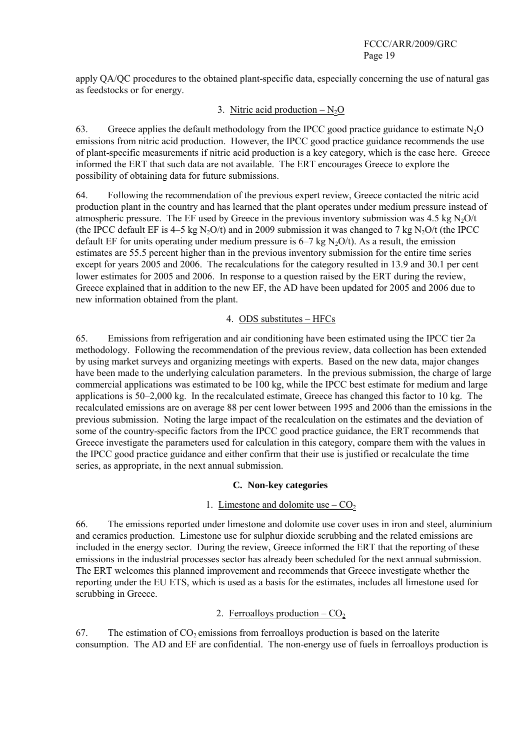apply QA/QC procedures to the obtained plant-specific data, especially concerning the use of natural gas as feedstocks or for energy.

### 3. Nitric acid production – $N_2O$

63. Greece applies the default methodology from the IPCC good practice guidance to estimate $N_2O$ emissions from nitric acid production. However, the IPCC good practice guidance recommends the use of plant-specific measurements if nitric acid production is a key category, which is the case here. Greece informed the ERT that such data are not available. The ERT encourages Greece to explore the possibility of obtaining data for future submissions.

64. Following the recommendation of the previous expert review, Greece contacted the nitric acid production plant in the country and has learned that the plant operates under medium pressure instead of atmospheric pressure. The EF used by Greece in the previous inventory submission was 4.5 kg $N_2O$/t (the IPCC default EF is 4–5 kg $N_2O$/t) and in 2009 submission it was changed to 7 kg $N_2O$/t (the IPCC default EF for units operating under medium pressure is 6–7 kg $N_2O$/t). As a result, the emission estimates are 55.5 percent higher than in the previous inventory submission for the entire time series except for years 2005 and 2006. The recalculations for the category resulted in 13.9 and 30.1 per cent lower estimates for 2005 and 2006. In response to a question raised by the ERT during the review, Greece explained that in addition to the new EF, the AD have been updated for 2005 and 2006 due to new information obtained from the plant.

### 4. ODS substitutes – HFCs

65. Emissions from refrigeration and air conditioning have been estimated using the IPCC tier 2a methodology. Following the recommendation of the previous review, data collection has been extended by using market surveys and organizing meetings with experts. Based on the new data, major changes have been made to the underlying calculation parameters. In the previous submission, the charge of large commercial applications was estimated to be 100 kg, while the IPCC best estimate for medium and large applications is 50–2,000 kg. In the recalculated estimate, Greece has changed this factor to 10 kg. The recalculated emissions are on average 88 per cent lower between 1995 and 2006 than the emissions in the previous submission. Noting the large impact of the recalculation on the estimates and the deviation of some of the country-specific factors from the IPCC good practice guidance, the ERT recommends that Greece investigate the parameters used for calculation in this category, compare them with the values in the IPCC good practice guidance and either confirm that their use is justified or recalculate the time series, as appropriate, in the next annual submission.

## C. Non-key categories

### 1. Limestone and dolomite use – $CO_2$

66. The emissions reported under limestone and dolomite use cover uses in iron and steel, aluminium and ceramics production. Limestone use for sulphur dioxide scrubbing and the related emissions are included in the energy sector. During the review, Greece informed the ERT that the reporting of these emissions in the industrial processes sector has already been scheduled for the next annual submission. The ERT welcomes this planned improvement and recommends that Greece investigate whether the reporting under the EU ETS, which is used as a basis for the estimates, includes all limestone used for scrubbing in Greece.

### 2. Ferroalloys production – $CO_2$

67. The estimation of $CO_2$ emissions from ferroalloys production is based on the laterite consumption. The AD and EF are confidential. The non-energy use of fuels in ferroalloys production is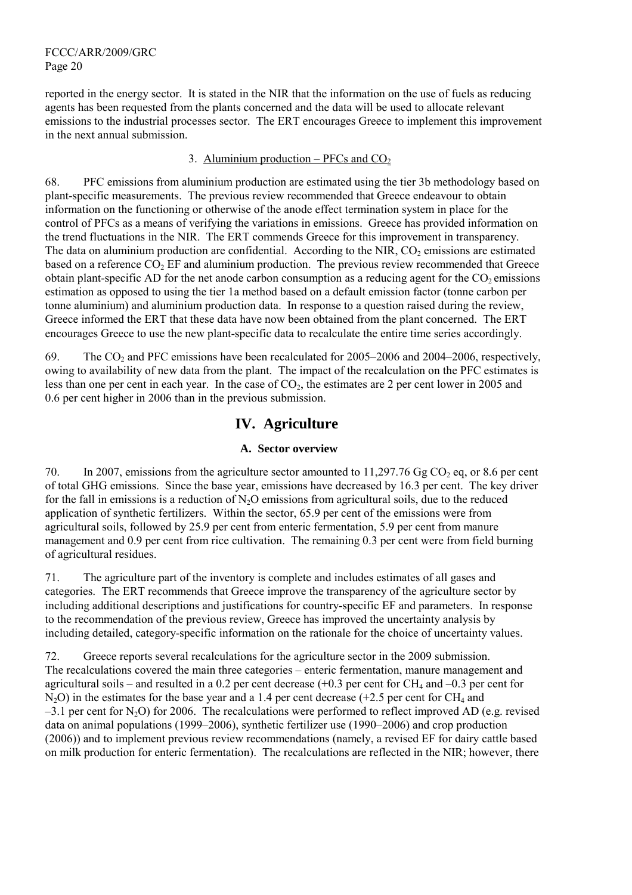reported in the energy sector. It is stated in the NIR that the information on the use of fuels as reducing agents has been requested from the plants concerned and the data will be used to allocate relevant emissions to the industrial processes sector. The ERT encourages Greece to implement this improvement in the next annual submission.

### 3. Aluminium production – PFCs and $CO_2$

68. PFC emissions from aluminium production are estimated using the tier 3b methodology based on plant-specific measurements. The previous review recommended that Greece endeavour to obtain information on the functioning or otherwise of the anode effect termination system in place for the control of PFCs as a means of verifying the variations in emissions. Greece has provided information on the trend fluctuations in the NIR. The ERT commends Greece for this improvement in transparency. The data on aluminium production are confidential. According to the NIR, $CO_2$ emissions are estimated based on a reference $CO_2$ EF and aluminium production. The previous review recommended that Greece obtain plant-specific AD for the net anode carbon consumption as a reducing agent for the $CO_2$ emissions estimation as opposed to using the tier 1a method based on a default emission factor (tonne carbon per tonne aluminium) and aluminium production data. In response to a question raised during the review, Greece informed the ERT that these data have now been obtained from the plant concerned. The ERT encourages Greece to use the new plant-specific data to recalculate the entire time series accordingly.

69. The $CO_2$ and PFC emissions have been recalculated for 2005–2006 and 2004–2006, respectively, owing to availability of new data from the plant. The impact of the recalculation on the PFC estimates is less than one per cent in each year. In the case of $CO_2$, the estimates are 2 per cent lower in 2005 and 0.6 per cent higher in 2006 than in the previous submission.

# IV. Agriculture

## A. Sector overview

70. In 2007, emissions from the agriculture sector amounted to 11,297.76 Gg $CO_2$ eq, or 8.6 per cent of total GHG emissions. Since the base year, emissions have decreased by 16.3 per cent. The key driver for the fall in emissions is a reduction of $N_2O$ emissions from agricultural soils, due to the reduced application of synthetic fertilizers. Within the sector, 65.9 per cent of the emissions were from agricultural soils, followed by 25.9 per cent from enteric fermentation, 5.9 per cent from manure management and 0.9 per cent from rice cultivation. The remaining 0.3 per cent were from field burning of agricultural residues.

71. The agriculture part of the inventory is complete and includes estimates of all gases and categories. The ERT recommends that Greece improve the transparency of the agriculture sector by including additional descriptions and justifications for country-specific EF and parameters. In response to the recommendation of the previous review, Greece has improved the uncertainty analysis by including detailed, category-specific information on the rationale for the choice of uncertainty values.

72. Greece reports several recalculations for the agriculture sector in the 2009 submission. The recalculations covered the main three categories – enteric fermentation, manure management and agricultural soils – and resulted in a 0.2 per cent decrease (+0.3 per cent for $CH_4$ and –0.3 per cent for $N_2O$) in the estimates for the base year and a 1.4 per cent decrease (+2.5 per cent for $CH_4$ and –3.1 per cent for $N_2O$) for 2006. The recalculations were performed to reflect improved AD (e.g. revised data on animal populations (1999–2006), synthetic fertilizer use (1990–2006) and crop production (2006)) and to implement previous review recommendations (namely, a revised EF for dairy cattle based on milk production for enteric fermentation). The recalculations are reflected in the NIR; however, there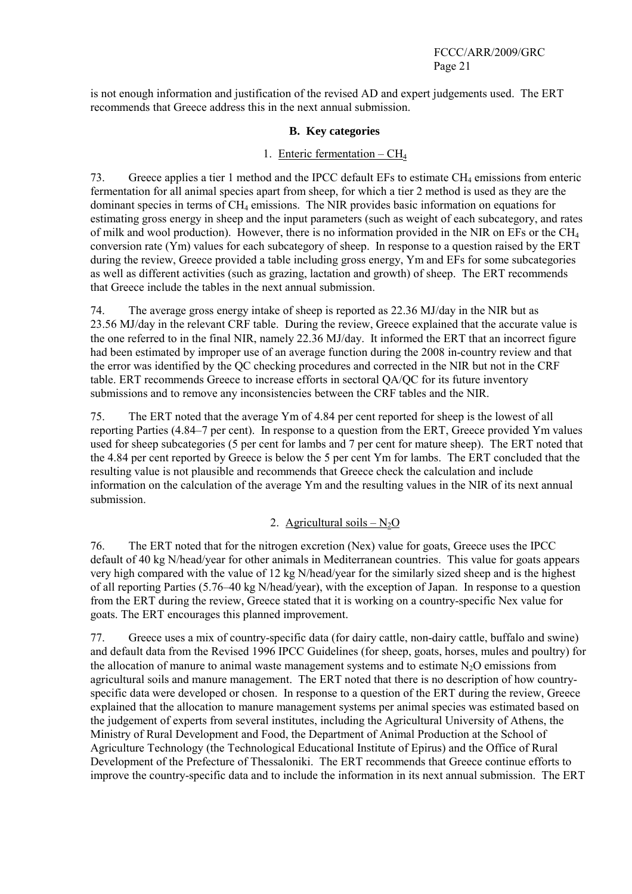is not enough information and justification of the revised AD and expert judgements used. The ERT recommends that Greece address this in the next annual submission.

### B. Key categories

#### 1. Enteric fermentation – $CH_4$

73. Greece applies a tier 1 method and the IPCC default EFs to estimate $CH_4$ emissions from enteric fermentation for all animal species apart from sheep, for which a tier 2 method is used as they are the dominant species in terms of $CH_4$ emissions. The NIR provides basic information on equations for estimating gross energy in sheep and the input parameters (such as weight of each subcategory, and rates of milk and wool production). However, there is no information provided in the NIR on EFs or the $CH_4$ conversion rate (Ym) values for each subcategory of sheep. In response to a question raised by the ERT during the review, Greece provided a table including gross energy, Ym and EFs for some subcategories as well as different activities (such as grazing, lactation and growth) of sheep. The ERT recommends that Greece include the tables in the next annual submission.

74. The average gross energy intake of sheep is reported as 22.36 MJ/day in the NIR but as 23.56 MJ/day in the relevant CRF table. During the review, Greece explained that the accurate value is the one referred to in the final NIR, namely 22.36 MJ/day. It informed the ERT that an incorrect figure had been estimated by improper use of an average function during the 2008 in-country review and that the error was identified by the QC checking procedures and corrected in the NIR but not in the CRF table. ERT recommends Greece to increase efforts in sectoral QA/QC for its future inventory submissions and to remove any inconsistencies between the CRF tables and the NIR.

75. The ERT noted that the average Ym of 4.84 per cent reported for sheep is the lowest of all reporting Parties (4.84–7 per cent). In response to a question from the ERT, Greece provided Ym values used for sheep subcategories (5 per cent for lambs and 7 per cent for mature sheep). The ERT noted that the 4.84 per cent reported by Greece is below the 5 per cent Ym for lambs. The ERT concluded that the resulting value is not plausible and recommends that Greece check the calculation and include information on the calculation of the average Ym and the resulting values in the NIR of its next annual submission.

#### 2. Agricultural soils – $N_2O$

76. The ERT noted that for the nitrogen excretion (Nex) value for goats, Greece uses the IPCC default of 40 kg N/head/year for other animals in Mediterranean countries. This value for goats appears very high compared with the value of 12 kg N/head/year for the similarly sized sheep and is the highest of all reporting Parties (5.76–40 kg N/head/year), with the exception of Japan. In response to a question from the ERT during the review, Greece stated that it is working on a country-specific Nex value for goats. The ERT encourages this planned improvement.

77. Greece uses a mix of country-specific data (for dairy cattle, non-dairy cattle, buffalo and swine) and default data from the Revised 1996 IPCC Guidelines (for sheep, goats, horses, mules and poultry) for the allocation of manure to animal waste management systems and to estimate $N_2O$ emissions from agricultural soils and manure management. The ERT noted that there is no description of how country-specific data were developed or chosen. In response to a question of the ERT during the review, Greece explained that the allocation to manure management systems per animal species was estimated based on the judgement of experts from several institutes, including the Agricultural University of Athens, the Ministry of Rural Development and Food, the Department of Animal Production at the School of Agriculture Technology (the Technological Educational Institute of Epirus) and the Office of Rural Development of the Prefecture of Thessaloniki. The ERT recommends that Greece continue efforts to improve the country-specific data and to include the information in its next annual submission. The ERT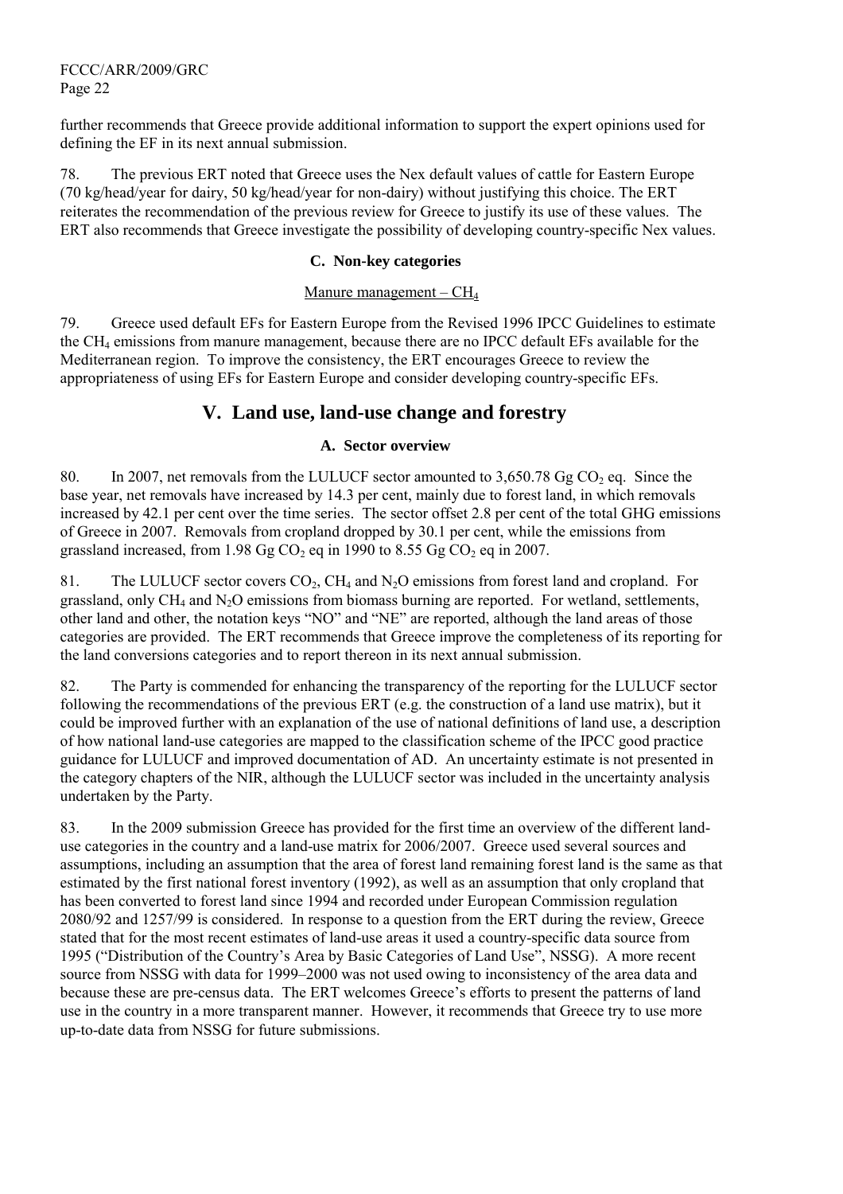further recommends that Greece provide additional information to support the expert opinions used for defining the EF in its next annual submission.

78. The previous ERT noted that Greece uses the Nex default values of cattle for Eastern Europe (70 kg/head/year for dairy, 50 kg/head/year for non-dairy) without justifying this choice. The ERT reiterates the recommendation of the previous review for Greece to justify its use of these values. The ERT also recommends that Greece investigate the possibility of developing country-specific Nex values.

### C. Non-key categories

Manure management – $CH_4$

79. Greece used default EFs for Eastern Europe from the Revised 1996 IPCC Guidelines to estimate the $CH_4$ emissions from manure management, because there are no IPCC default EFs available for the Mediterranean region. To improve the consistency, the ERT encourages Greece to review the appropriateness of using EFs for Eastern Europe and consider developing country-specific EFs.

## V. Land use, land-use change and forestry

### A. Sector overview

80. In 2007, net removals from the LULUCF sector amounted to 3,650.78 Gg $CO_2$ eq. Since the base year, net removals have increased by 14.3 per cent, mainly due to forest land, in which removals increased by 42.1 per cent over the time series. The sector offset 2.8 per cent of the total GHG emissions of Greece in 2007. Removals from cropland dropped by 30.1 per cent, while the emissions from grassland increased, from 1.98 Gg $CO_2$ eq in 1990 to 8.55 Gg $CO_2$ eq in 2007.

81. The LULUCF sector covers $CO_2$, $CH_4$ and $N_2O$ emissions from forest land and cropland. For grassland, only $CH_4$ and $N_2O$ emissions from biomass burning are reported. For wetland, settlements, other land and other, the notation keys "NO" and "NE" are reported, although the land areas of those categories are provided. The ERT recommends that Greece improve the completeness of its reporting for the land conversions categories and to report thereon in its next annual submission.

82. The Party is commended for enhancing the transparency of the reporting for the LULUCF sector following the recommendations of the previous ERT (e.g. the construction of a land use matrix), but it could be improved further with an explanation of the use of national definitions of land use, a description of how national land-use categories are mapped to the classification scheme of the IPCC good practice guidance for LULUCF and improved documentation of AD. An uncertainty estimate is not presented in the category chapters of the NIR, although the LULUCF sector was included in the uncertainty analysis undertaken by the Party.

83. In the 2009 submission Greece has provided for the first time an overview of the different land-use categories in the country and a land-use matrix for 2006/2007. Greece used several sources and assumptions, including an assumption that the area of forest land remaining forest land is the same as that estimated by the first national forest inventory (1992), as well as an assumption that only cropland that has been converted to forest land since 1994 and recorded under European Commission regulation 2080/92 and 1257/99 is considered. In response to a question from the ERT during the review, Greece stated that for the most recent estimates of land-use areas it used a country-specific data source from 1995 ("Distribution of the Country's Area by Basic Categories of Land Use", NSSG). A more recent source from NSSG with data for 1999–2000 was not used owing to inconsistency of the area data and because these are pre-census data. The ERT welcomes Greece's efforts to present the patterns of land use in the country in a more transparent manner. However, it recommends that Greece try to use more up-to-date data from NSSG for future submissions.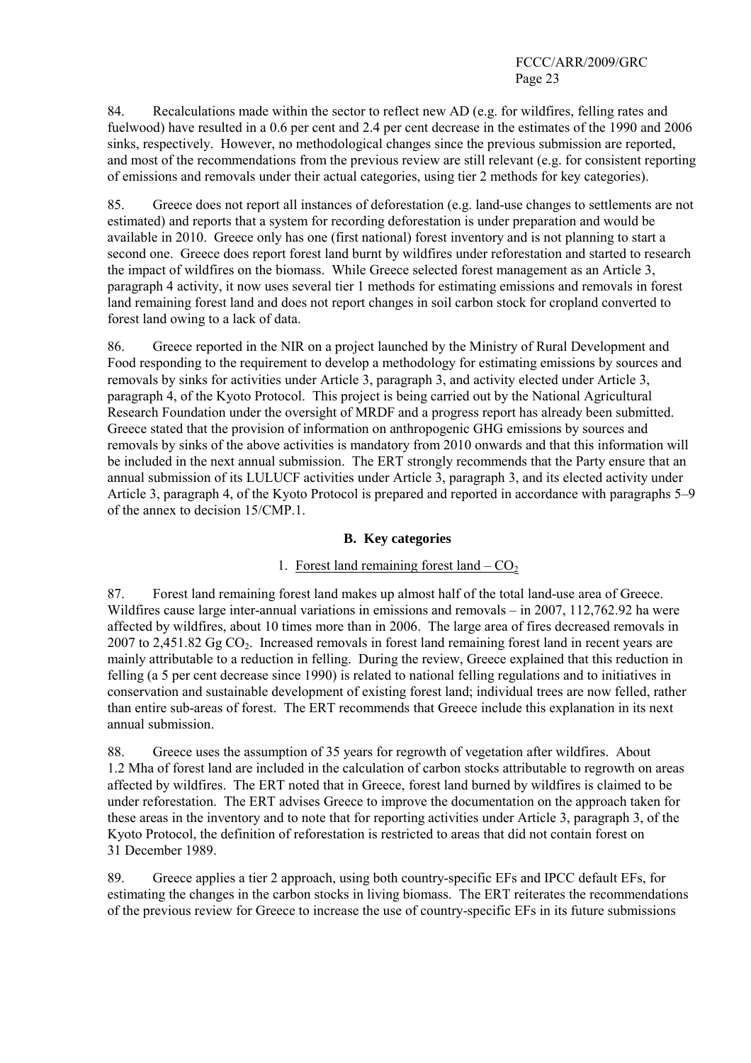84. Recalculations made within the sector to reflect new AD (e.g. for wildfires, felling rates and fuelwood) have resulted in a 0.6 per cent and 2.4 per cent decrease in the estimates of the 1990 and 2006 sinks, respectively. However, no methodological changes since the previous submission are reported, and most of the recommendations from the previous review are still relevant (e.g. for consistent reporting of emissions and removals under their actual categories, using tier 2 methods for key categories).

85. Greece does not report all instances of deforestation (e.g. land-use changes to settlements are not estimated) and reports that a system for recording deforestation is under preparation and would be available in 2010. Greece only has one (first national) forest inventory and is not planning to start a second one. Greece does report forest land burnt by wildfires under reforestation and started to research the impact of wildfires on the biomass. While Greece selected forest management as an Article 3, paragraph 4 activity, it now uses several tier 1 methods for estimating emissions and removals in forest land remaining forest land and does not report changes in soil carbon stock for cropland converted to forest land owing to a lack of data.

86. Greece reported in the NIR on a project launched by the Ministry of Rural Development and Food responding to the requirement to develop a methodology for estimating emissions by sources and removals by sinks for activities under Article 3, paragraph 3, and activity elected under Article 3, paragraph 4, of the Kyoto Protocol. This project is being carried out by the National Agricultural Research Foundation under the oversight of MRDF and a progress report has already been submitted. Greece stated that the provision of information on anthropogenic GHG emissions by sources and removals by sinks of the above activities is mandatory from 2010 onwards and that this information will be included in the next annual submission. The ERT strongly recommends that the Party ensure that an annual submission of its LULUCF activities under Article 3, paragraph 3, and its elected activity under Article 3, paragraph 4, of the Kyoto Protocol is prepared and reported in accordance with paragraphs 5–9 of the annex to decision 15/CMP.1.

### B. Key categories

#### 1. Forest land remaining forest land – $CO_2$

87. Forest land remaining forest land makes up almost half of the total land-use area of Greece. Wildfires cause large inter-annual variations in emissions and removals – in 2007, 112,762.92 ha were affected by wildfires, about 10 times more than in 2006. The large area of fires decreased removals in 2007 to 2,451.82 Gg $CO_2$. Increased removals in forest land remaining forest land in recent years are mainly attributable to a reduction in felling. During the review, Greece explained that this reduction in felling (a 5 per cent decrease since 1990) is related to national felling regulations and to initiatives in conservation and sustainable development of existing forest land; individual trees are now felled, rather than entire sub-areas of forest. The ERT recommends that Greece include this explanation in its next annual submission.

88. Greece uses the assumption of 35 years for regrowth of vegetation after wildfires. About 1.2 Mha of forest land are included in the calculation of carbon stocks attributable to regrowth on areas affected by wildfires. The ERT noted that in Greece, forest land burned by wildfires is claimed to be under reforestation. The ERT advises Greece to improve the documentation on the approach taken for these areas in the inventory and to note that for reporting activities under Article 3, paragraph 3, of the Kyoto Protocol, the definition of reforestation is restricted to areas that did not contain forest on 31 December 1989.

89. Greece applies a tier 2 approach, using both country-specific EFs and IPCC default EFs, for estimating the changes in the carbon stocks in living biomass. The ERT reiterates the recommendations of the previous review for Greece to increase the use of country-specific EFs in its future submissions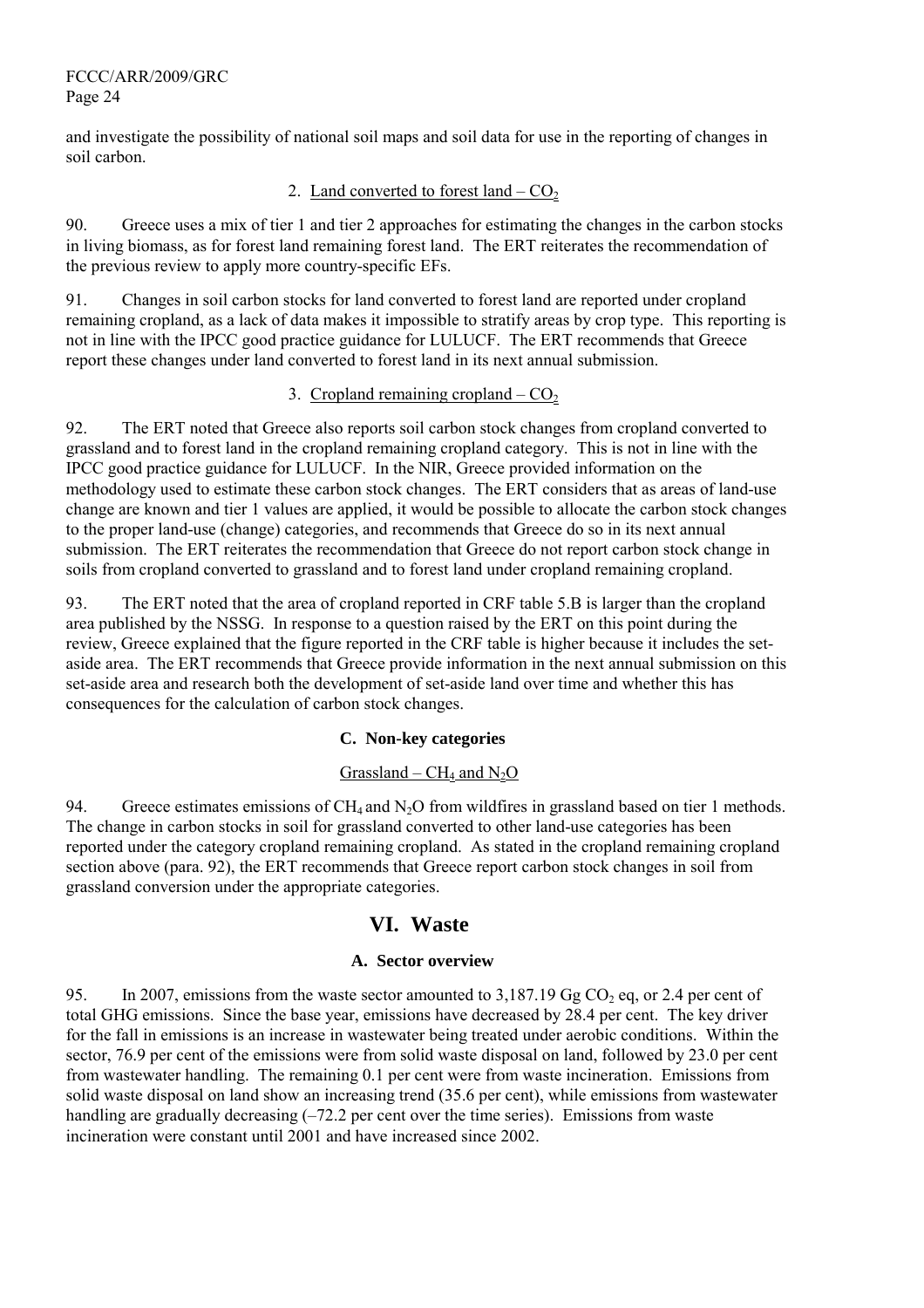and investigate the possibility of national soil maps and soil data for use in the reporting of changes in soil carbon.

### 2. Land converted to forest land – $CO_2$

90. Greece uses a mix of tier 1 and tier 2 approaches for estimating the changes in the carbon stocks in living biomass, as for forest land remaining forest land. The ERT reiterates the recommendation of the previous review to apply more country-specific EFs.

91. Changes in soil carbon stocks for land converted to forest land are reported under cropland remaining cropland, as a lack of data makes it impossible to stratify areas by crop type. This reporting is not in line with the IPCC good practice guidance for LULUCF. The ERT recommends that Greece report these changes under land converted to forest land in its next annual submission.

### 3. Cropland remaining cropland – $CO_2$

92. The ERT noted that Greece also reports soil carbon stock changes from cropland converted to grassland and to forest land in the cropland remaining cropland category. This is not in line with the IPCC good practice guidance for LULUCF. In the NIR, Greece provided information on the methodology used to estimate these carbon stock changes. The ERT considers that as areas of land-use change are known and tier 1 values are applied, it would be possible to allocate the carbon stock changes to the proper land-use (change) categories, and recommends that Greece do so in its next annual submission. The ERT reiterates the recommendation that Greece do not report carbon stock change in soils from cropland converted to grassland and to forest land under cropland remaining cropland.

93. The ERT noted that the area of cropland reported in CRF table 5.B is larger than the cropland area published by the NSSG. In response to a question raised by the ERT on this point during the review, Greece explained that the figure reported in the CRF table is higher because it includes the set-aside area. The ERT recommends that Greece provide information in the next annual submission on this set-aside area and research both the development of set-aside land over time and whether this has consequences for the calculation of carbon stock changes.

### C. Non-key categories

#### Grassland – $CH_4$ and $N_2O$

94. Greece estimates emissions of $CH_4$ and $N_2O$ from wildfires in grassland based on tier 1 methods. The change in carbon stocks in soil for grassland converted to other land-use categories has been reported under the category cropland remaining cropland. As stated in the cropland remaining cropland section above (para. 92), the ERT recommends that Greece report carbon stock changes in soil from grassland conversion under the appropriate categories.

## VI. Waste

### A. Sector overview

95. In 2007, emissions from the waste sector amounted to 3,187.19 Gg $CO_2$ eq, or 2.4 per cent of total GHG emissions. Since the base year, emissions have decreased by 28.4 per cent. The key driver for the fall in emissions is an increase in wastewater being treated under aerobic conditions. Within the sector, 76.9 per cent of the emissions were from solid waste disposal on land, followed by 23.0 per cent from wastewater handling. The remaining 0.1 per cent were from waste incineration. Emissions from solid waste disposal on land show an increasing trend (35.6 per cent), while emissions from wastewater handling are gradually decreasing (–72.2 per cent over the time series). Emissions from waste incineration were constant until 2001 and have increased since 2002.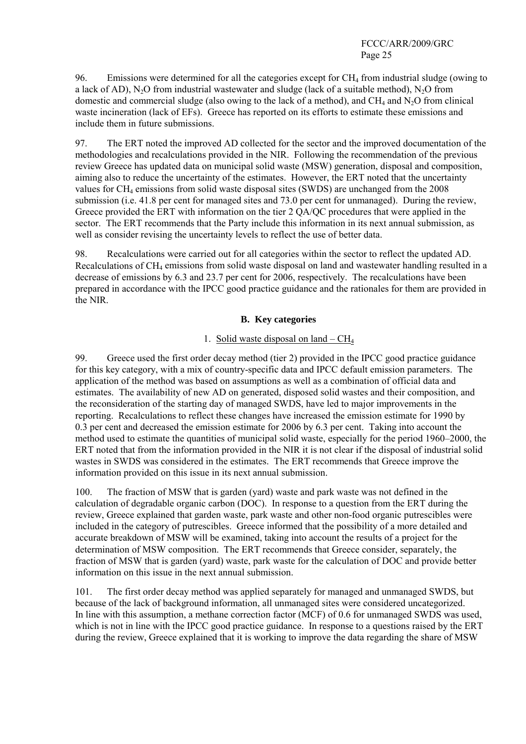96. Emissions were determined for all the categories except for $CH_4$ from industrial sludge (owing to a lack of AD), $N_2O$ from industrial wastewater and sludge (lack of a suitable method), $N_2O$ from domestic and commercial sludge (also owing to the lack of a method), and $CH_4$ and $N_2O$ from clinical waste incineration (lack of EFs). Greece has reported on its efforts to estimate these emissions and include them in future submissions.

97. The ERT noted the improved AD collected for the sector and the improved documentation of the methodologies and recalculations provided in the NIR. Following the recommendation of the previous review Greece has updated data on municipal solid waste (MSW) generation, disposal and composition, aiming also to reduce the uncertainty of the estimates. However, the ERT noted that the uncertainty values for $CH_4$ emissions from solid waste disposal sites (SWDS) are unchanged from the 2008 submission (i.e. 41.8 per cent for managed sites and 73.0 per cent for unmanaged). During the review, Greece provided the ERT with information on the tier 2 QA/QC procedures that were applied in the sector. The ERT recommends that the Party include this information in its next annual submission, as well as consider revising the uncertainty levels to reflect the use of better data.

98. Recalculations were carried out for all categories within the sector to reflect the updated AD. Recalculations of $CH_4$ emissions from solid waste disposal on land and wastewater handling resulted in a decrease of emissions by 6.3 and 23.7 per cent for 2006, respectively. The recalculations have been prepared in accordance with the IPCC good practice guidance and the rationales for them are provided in the NIR.

## B. Key categories

### 1. Solid waste disposal on land – $CH_4$

99. Greece used the first order decay method (tier 2) provided in the IPCC good practice guidance for this key category, with a mix of country-specific data and IPCC default emission parameters. The application of the method was based on assumptions as well as a combination of official data and estimates. The availability of new AD on generated, disposed solid wastes and their composition, and the reconsideration of the starting day of managed SWDS, have led to major improvements in the reporting. Recalculations to reflect these changes have increased the emission estimate for 1990 by 0.3 per cent and decreased the emission estimate for 2006 by 6.3 per cent. Taking into account the method used to estimate the quantities of municipal solid waste, especially for the period 1960–2000, the ERT noted that from the information provided in the NIR it is not clear if the disposal of industrial solid wastes in SWDS was considered in the estimates. The ERT recommends that Greece improve the information provided on this issue in its next annual submission.

100. The fraction of MSW that is garden (yard) waste and park waste was not defined in the calculation of degradable organic carbon (DOC). In response to a question from the ERT during the review, Greece explained that garden waste, park waste and other non-food organic putrescibles were included in the category of putrescibles. Greece informed that the possibility of a more detailed and accurate breakdown of MSW will be examined, taking into account the results of a project for the determination of MSW composition. The ERT recommends that Greece consider, separately, the fraction of MSW that is garden (yard) waste, park waste for the calculation of DOC and provide better information on this issue in the next annual submission.

101. The first order decay method was applied separately for managed and unmanaged SWDS, but because of the lack of background information, all unmanaged sites were considered uncategorized. In line with this assumption, a methane correction factor (MCF) of 0.6 for unmanaged SWDS was used, which is not in line with the IPCC good practice guidance. In response to a questions raised by the ERT during the review, Greece explained that it is working to improve the data regarding the share of MSW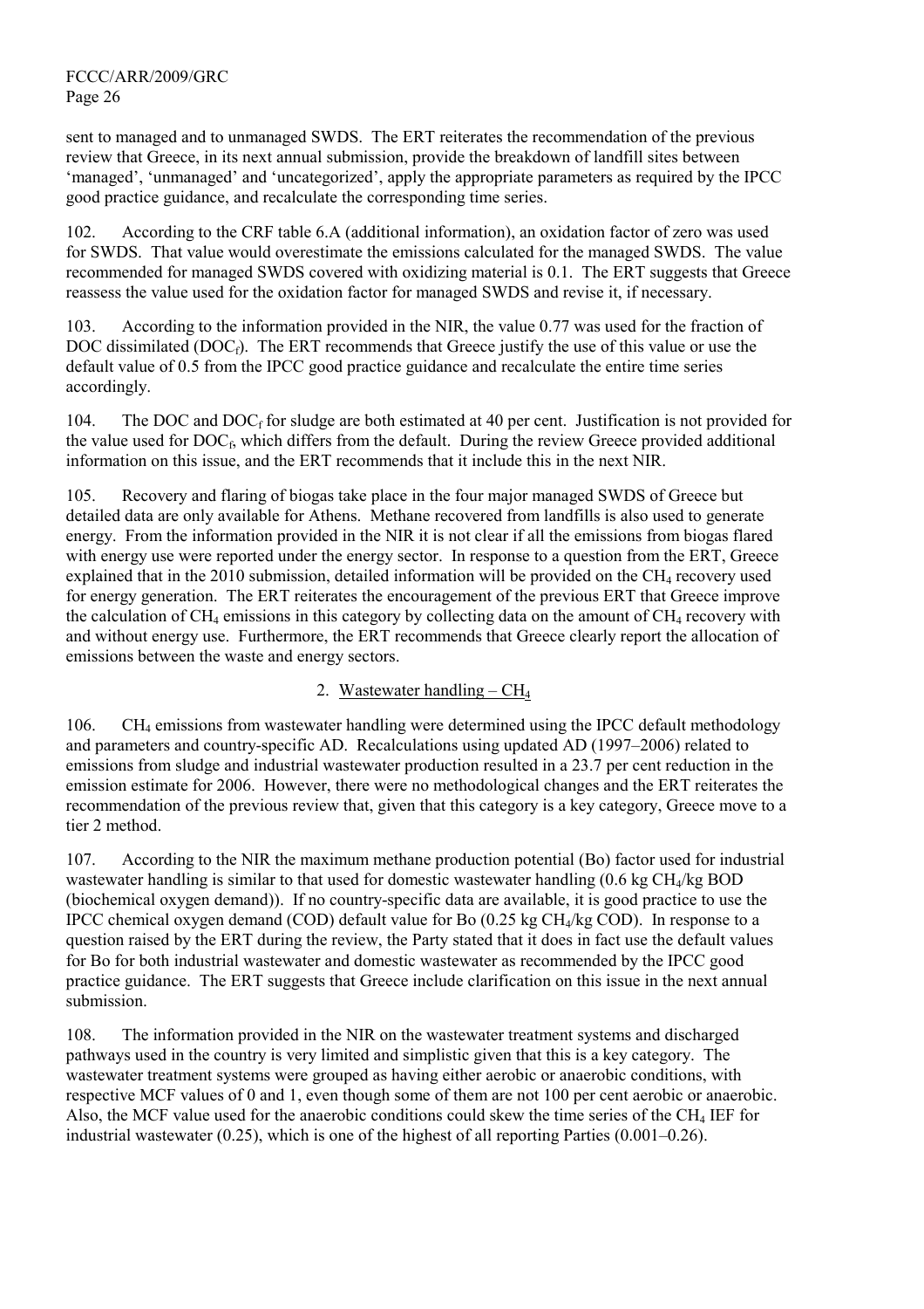sent to managed and to unmanaged SWDS. The ERT reiterates the recommendation of the previous review that Greece, in its next annual submission, provide the breakdown of landfill sites between 'managed', 'unmanaged' and 'uncategorized', apply the appropriate parameters as required by the IPCC good practice guidance, and recalculate the corresponding time series.

102. According to the CRF table 6.A (additional information), an oxidation factor of zero was used for SWDS. That value would overestimate the emissions calculated for the managed SWDS. The value recommended for managed SWDS covered with oxidizing material is 0.1. The ERT suggests that Greece reassess the value used for the oxidation factor for managed SWDS and revise it, if necessary.

103. According to the information provided in the NIR, the value 0.77 was used for the fraction of DOC dissimilated ($DOC_f$). The ERT recommends that Greece justify the use of this value or use the default value of 0.5 from the IPCC good practice guidance and recalculate the entire time series accordingly.

104. The DOC and $DOC_f$ for sludge are both estimated at 40 per cent. Justification is not provided for the value used for $DOC_f$, which differs from the default. During the review Greece provided additional information on this issue, and the ERT recommends that it include this in the next NIR.

105. Recovery and flaring of biogas take place in the four major managed SWDS of Greece but detailed data are only available for Athens. Methane recovered from landfills is also used to generate energy. From the information provided in the NIR it is not clear if all the emissions from biogas flared with energy use were reported under the energy sector. In response to a question from the ERT, Greece explained that in the 2010 submission, detailed information will be provided on the $CH_4$ recovery used for energy generation. The ERT reiterates the encouragement of the previous ERT that Greece improve the calculation of $CH_4$ emissions in this category by collecting data on the amount of $CH_4$ recovery with and without energy use. Furthermore, the ERT recommends that Greece clearly report the allocation of emissions between the waste and energy sectors.

## 2. Wastewater handling – $CH_4$

106. $CH_4$ emissions from wastewater handling were determined using the IPCC default methodology and parameters and country-specific AD. Recalculations using updated AD (1997–2006) related to emissions from sludge and industrial wastewater production resulted in a 23.7 per cent reduction in the emission estimate for 2006. However, there were no methodological changes and the ERT reiterates the recommendation of the previous review that, given that this category is a key category, Greece move to a tier 2 method.

107. According to the NIR the maximum methane production potential (Bo) factor used for industrial wastewater handling is similar to that used for domestic wastewater handling (0.6 kg $CH_4$/kg BOD (biochemical oxygen demand)). If no country-specific data are available, it is good practice to use the IPCC chemical oxygen demand (COD) default value for Bo (0.25 kg $CH_4$/kg COD). In response to a question raised by the ERT during the review, the Party stated that it does in fact use the default values for Bo for both industrial wastewater and domestic wastewater as recommended by the IPCC good practice guidance. The ERT suggests that Greece include clarification on this issue in the next annual submission.

108. The information provided in the NIR on the wastewater treatment systems and discharged pathways used in the country is very limited and simplistic given that this is a key category. The wastewater treatment systems were grouped as having either aerobic or anaerobic conditions, with respective MCF values of 0 and 1, even though some of them are not 100 per cent aerobic or anaerobic. Also, the MCF value used for the anaerobic conditions could skew the time series of the $CH_4$ IEF for industrial wastewater (0.25), which is one of the highest of all reporting Parties (0.001–0.26).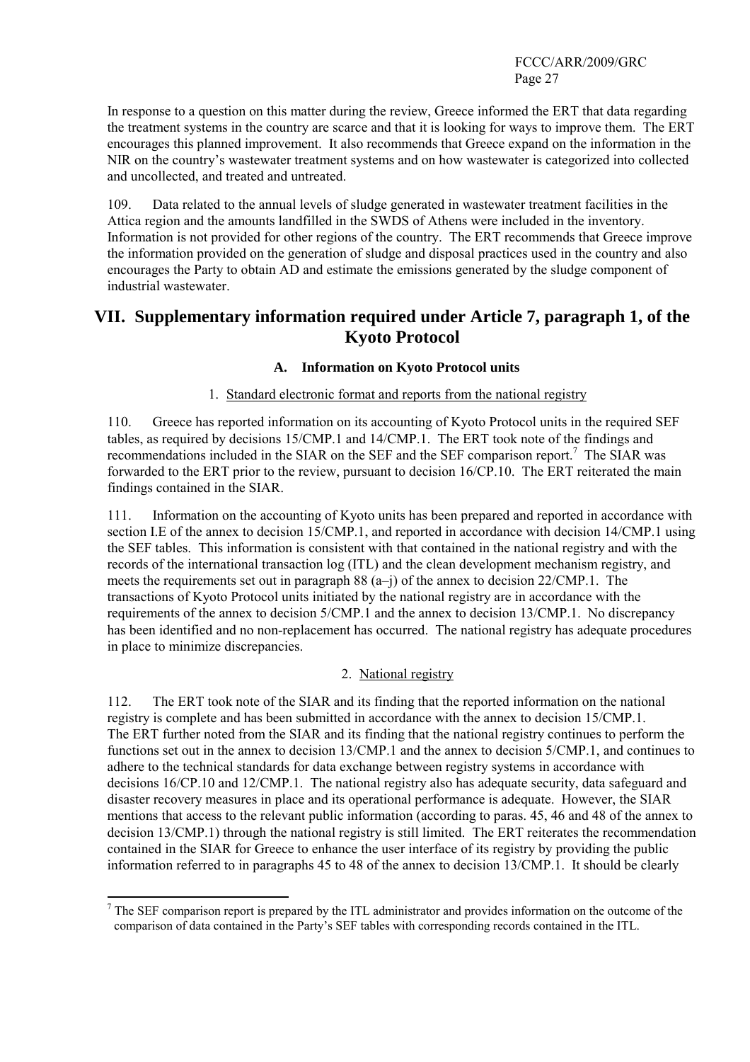In response to a question on this matter during the review, Greece informed the ERT that data regarding the treatment systems in the country are scarce and that it is looking for ways to improve them. The ERT encourages this planned improvement. It also recommends that Greece expand on the information in the NIR on the country's wastewater treatment systems and on how wastewater is categorized into collected and uncollected, and treated and untreated.

109. Data related to the annual levels of sludge generated in wastewater treatment facilities in the Attica region and the amounts landfilled in the SWDS of Athens were included in the inventory. Information is not provided for other regions of the country. The ERT recommends that Greece improve the information provided on the generation of sludge and disposal practices used in the country and also encourages the Party to obtain AD and estimate the emissions generated by the sludge component of industrial wastewater.

# VII. Supplementary information required under Article 7, paragraph 1, of the Kyoto Protocol

## A. Information on Kyoto Protocol units

### 1. Standard electronic format and reports from the national registry

110. Greece has reported information on its accounting of Kyoto Protocol units in the required SEF tables, as required by decisions 15/CMP.1 and 14/CMP.1. The ERT took note of the findings and recommendations included in the SIAR on the SEF and the SEF comparison report.[7] The SIAR was forwarded to the ERT prior to the review, pursuant to decision 16/CP.10. The ERT reiterated the main findings contained in the SIAR.

111. Information on the accounting of Kyoto units has been prepared and reported in accordance with section I.E of the annex to decision 15/CMP.1, and reported in accordance with decision 14/CMP.1 using the SEF tables. This information is consistent with that contained in the national registry and with the records of the international transaction log (ITL) and the clean development mechanism registry, and meets the requirements set out in paragraph 88 (a–j) of the annex to decision 22/CMP.1. The transactions of Kyoto Protocol units initiated by the national registry are in accordance with the requirements of the annex to decision 5/CMP.1 and the annex to decision 13/CMP.1. No discrepancy has been identified and no non-replacement has occurred. The national registry has adequate procedures in place to minimize discrepancies.

### 2. National registry

112. The ERT took note of the SIAR and its finding that the reported information on the national registry is complete and has been submitted in accordance with the annex to decision 15/CMP.1. The ERT further noted from the SIAR and its finding that the national registry continues to perform the functions set out in the annex to decision 13/CMP.1 and the annex to decision 5/CMP.1, and continues to adhere to the technical standards for data exchange between registry systems in accordance with decisions 16/CP.10 and 12/CMP.1. The national registry also has adequate security, data safeguard and disaster recovery measures in place and its operational performance is adequate. However, the SIAR mentions that access to the relevant public information (according to paras. 45, 46 and 48 of the annex to decision 13/CMP.1) through the national registry is still limited. The ERT reiterates the recommendation contained in the SIAR for Greece to enhance the user interface of its registry by providing the public information referred to in paragraphs 45 to 48 of the annex to decision 13/CMP.1. It should be clearly

[7] The SEF comparison report is prepared by the ITL administrator and provides information on the outcome of the comparison of data contained in the Party's SEF tables with corresponding records contained in the ITL.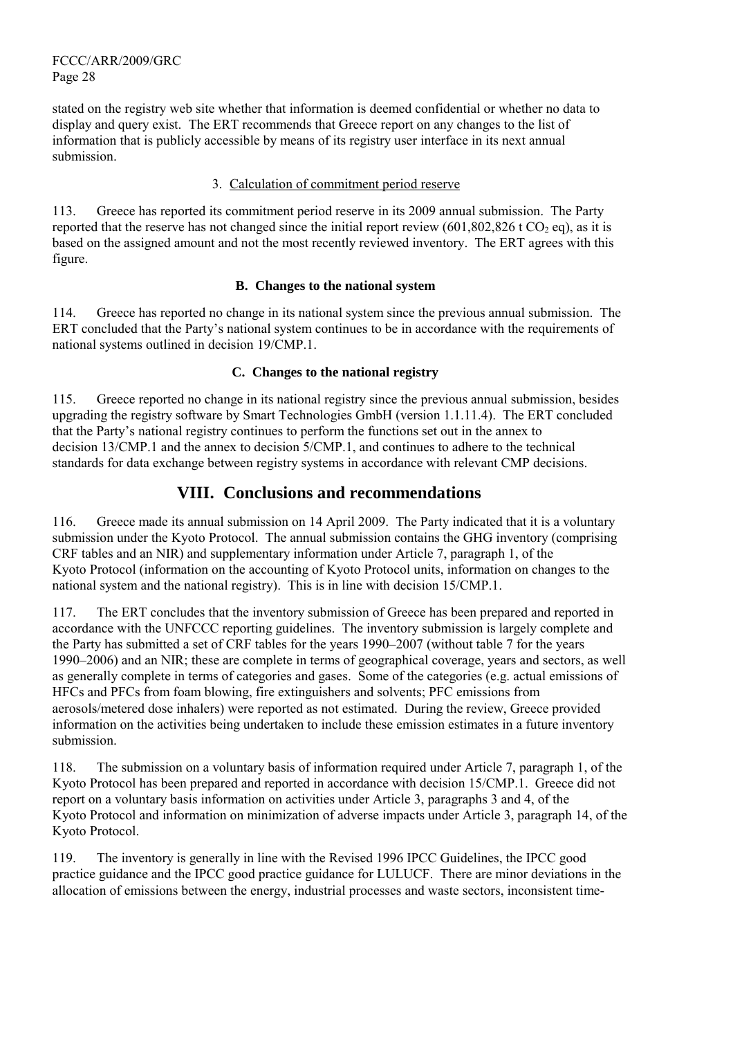stated on the registry web site whether that information is deemed confidential or whether no data to display and query exist. The ERT recommends that Greece report on any changes to the list of information that is publicly accessible by means of its registry user interface in its next annual submission.

### 3. Calculation of commitment period reserve

113. Greece has reported its commitment period reserve in its 2009 annual submission. The Party reported that the reserve has not changed since the initial report review (601,802,826 t $CO_2$ eq), as it is based on the assigned amount and not the most recently reviewed inventory. The ERT agrees with this figure.

## B. Changes to the national system

114. Greece has reported no change in its national system since the previous annual submission. The ERT concluded that the Party's national system continues to be in accordance with the requirements of national systems outlined in decision 19/CMP.1.

## C. Changes to the national registry

115. Greece reported no change in its national registry since the previous annual submission, besides upgrading the registry software by Smart Technologies GmbH (version 1.1.11.4). The ERT concluded that the Party's national registry continues to perform the functions set out in the annex to decision 13/CMP.1 and the annex to decision 5/CMP.1, and continues to adhere to the technical standards for data exchange between registry systems in accordance with relevant CMP decisions.

# VIII. Conclusions and recommendations

116. Greece made its annual submission on 14 April 2009. The Party indicated that it is a voluntary submission under the Kyoto Protocol. The annual submission contains the GHG inventory (comprising CRF tables and an NIR) and supplementary information under Article 7, paragraph 1, of the Kyoto Protocol (information on the accounting of Kyoto Protocol units, information on changes to the national system and the national registry). This is in line with decision 15/CMP.1.

117. The ERT concludes that the inventory submission of Greece has been prepared and reported in accordance with the UNFCCC reporting guidelines. The inventory submission is largely complete and the Party has submitted a set of CRF tables for the years 1990–2007 (without table 7 for the years 1990–2006) and an NIR; these are complete in terms of geographical coverage, years and sectors, as well as generally complete in terms of categories and gases. Some of the categories (e.g. actual emissions of HFCs and PFCs from foam blowing, fire extinguishers and solvents; PFC emissions from aerosols/metered dose inhalers) were reported as not estimated. During the review, Greece provided information on the activities being undertaken to include these emission estimates in a future inventory submission.

118. The submission on a voluntary basis of information required under Article 7, paragraph 1, of the Kyoto Protocol has been prepared and reported in accordance with decision 15/CMP.1. Greece did not report on a voluntary basis information on activities under Article 3, paragraphs 3 and 4, of the Kyoto Protocol and information on minimization of adverse impacts under Article 3, paragraph 14, of the Kyoto Protocol.

119. The inventory is generally in line with the Revised 1996 IPCC Guidelines, the IPCC good practice guidance and the IPCC good practice guidance for LULUCF. There are minor deviations in the allocation of emissions between the energy, industrial processes and waste sectors, inconsistent time-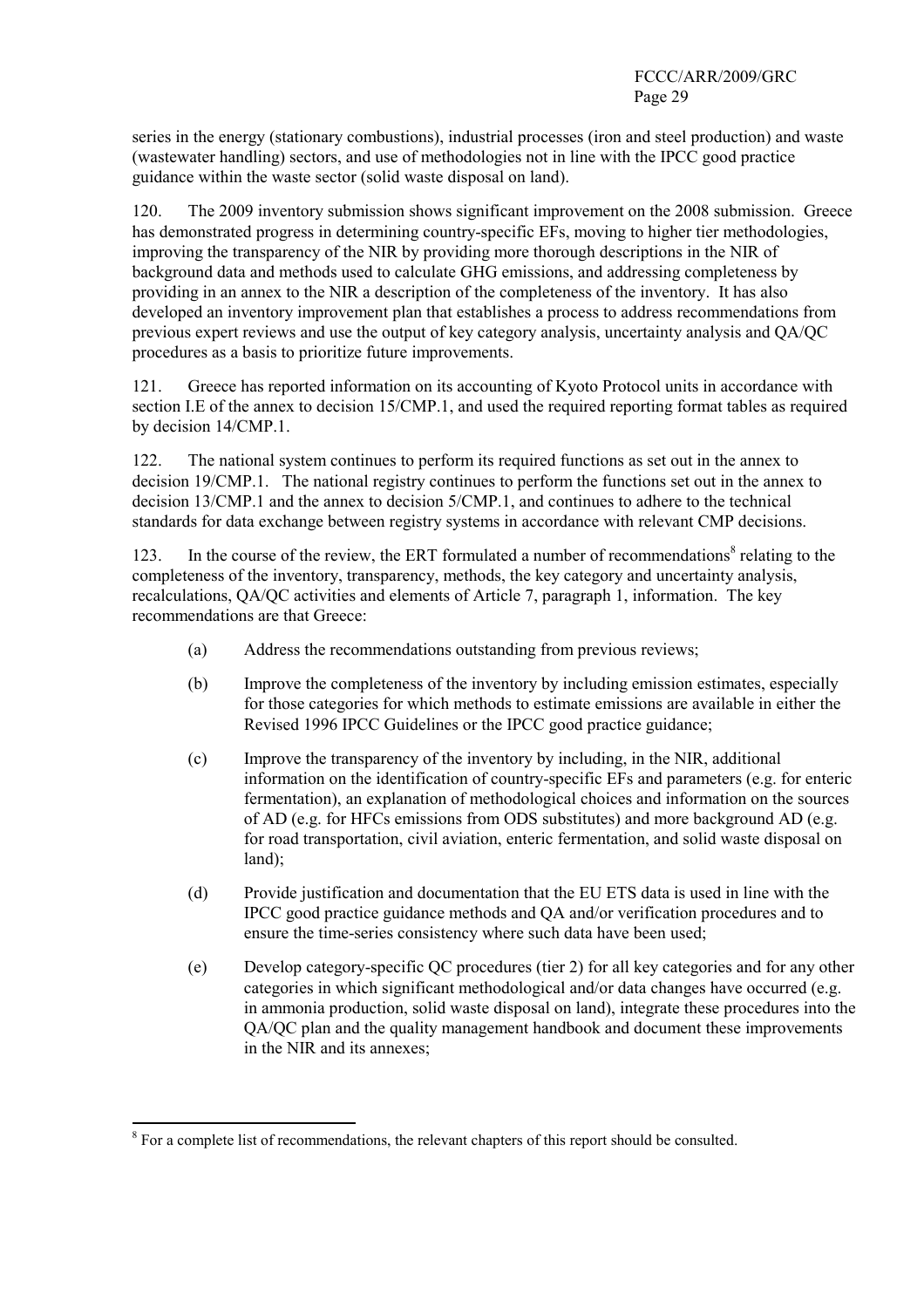series in the energy (stationary combustions), industrial processes (iron and steel production) and waste (wastewater handling) sectors, and use of methodologies not in line with the IPCC good practice guidance within the waste sector (solid waste disposal on land).

120. The 2009 inventory submission shows significant improvement on the 2008 submission. Greece has demonstrated progress in determining country-specific EFs, moving to higher tier methodologies, improving the transparency of the NIR by providing more thorough descriptions in the NIR of background data and methods used to calculate GHG emissions, and addressing completeness by providing in an annex to the NIR a description of the completeness of the inventory. It has also developed an inventory improvement plan that establishes a process to address recommendations from previous expert reviews and use the output of key category analysis, uncertainty analysis and QA/QC procedures as a basis to prioritize future improvements.

121. Greece has reported information on its accounting of Kyoto Protocol units in accordance with section I.E of the annex to decision 15/CMP.1, and used the required reporting format tables as required by decision 14/CMP.1.

122. The national system continues to perform its required functions as set out in the annex to decision 19/CMP.1. The national registry continues to perform the functions set out in the annex to decision 13/CMP.1 and the annex to decision 5/CMP.1, and continues to adhere to the technical standards for data exchange between registry systems in accordance with relevant CMP decisions.

123. In the course of the review, the ERT formulated a number of recommendations[8] relating to the completeness of the inventory, transparency, methods, the key category and uncertainty analysis, recalculations, QA/QC activities and elements of Article 7, paragraph 1, information. The key recommendations are that Greece:

(a) Address the recommendations outstanding from previous reviews;

(b) Improve the completeness of the inventory by including emission estimates, especially for those categories for which methods to estimate emissions are available in either the Revised 1996 IPCC Guidelines or the IPCC good practice guidance;

(c) Improve the transparency of the inventory by including, in the NIR, additional information on the identification of country-specific EFs and parameters (e.g. for enteric fermentation), an explanation of methodological choices and information on the sources of AD (e.g. for HFCs emissions from ODS substitutes) and more background AD (e.g. for road transportation, civil aviation, enteric fermentation, and solid waste disposal on land);

(d) Provide justification and documentation that the EU ETS data is used in line with the IPCC good practice guidance methods and QA and/or verification procedures and to ensure the time-series consistency where such data have been used;

(e) Develop category-specific QC procedures (tier 2) for all key categories and for any other categories in which significant methodological and/or data changes have occurred (e.g. in ammonia production, solid waste disposal on land), integrate these procedures into the QA/QC plan and the quality management handbook and document these improvements in the NIR and its annexes;

[8] For a complete list of recommendations, the relevant chapters of this report should be consulted.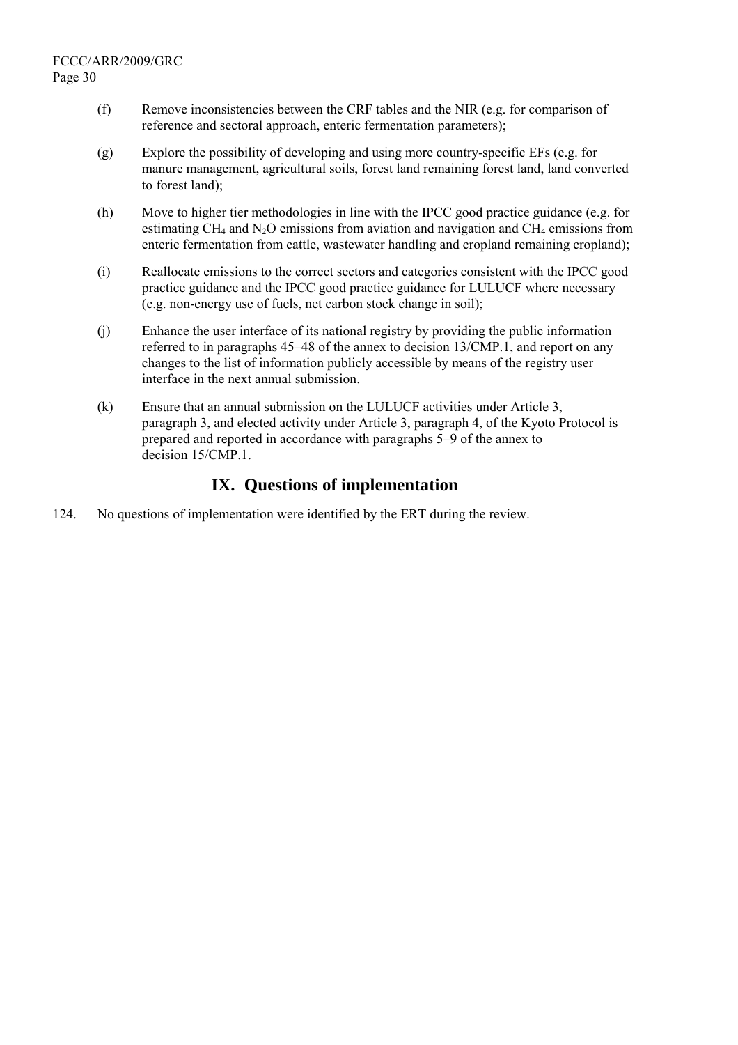(f) Remove inconsistencies between the CRF tables and the NIR (e.g. for comparison of reference and sectoral approach, enteric fermentation parameters);

(g) Explore the possibility of developing and using more country-specific EFs (e.g. for manure management, agricultural soils, forest land remaining forest land, land converted to forest land);

(h) Move to higher tier methodologies in line with the IPCC good practice guidance (e.g. for estimating $CH_4$ and $N_2O$ emissions from aviation and navigation and $CH_4$ emissions from enteric fermentation from cattle, wastewater handling and cropland remaining cropland);

(i) Reallocate emissions to the correct sectors and categories consistent with the IPCC good practice guidance and the IPCC good practice guidance for LULUCF where necessary (e.g. non-energy use of fuels, net carbon stock change in soil);

(j) Enhance the user interface of its national registry by providing the public information referred to in paragraphs 45–48 of the annex to decision 13/CMP.1, and report on any changes to the list of information publicly accessible by means of the registry user interface in the next annual submission.

(k) Ensure that an annual submission on the LULUCF activities under Article 3, paragraph 3, and elected activity under Article 3, paragraph 4, of the Kyoto Protocol is prepared and reported in accordance with paragraphs 5–9 of the annex to decision 15/CMP.1.

## IX. Questions of implementation

124. No questions of implementation were identified by the ERT during the review.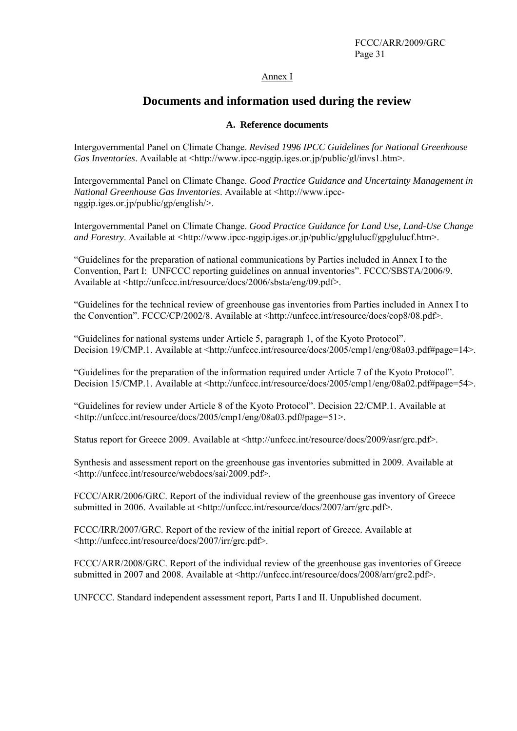Annex I

# Documents and information used during the review

## A. Reference documents

Intergovernmental Panel on Climate Change. *Revised 1996 IPCC Guidelines for National Greenhouse Gas Inventories*. Available at <http://www.ipcc-nggip.iges.or.jp/public/gl/invs1.htm>.

Intergovernmental Panel on Climate Change. *Good Practice Guidance and Uncertainty Management in National Greenhouse Gas Inventories*. Available at <http://www.ipcc-nggip.iges.or.jp/public/gp/english/>.

Intergovernmental Panel on Climate Change. *Good Practice Guidance for Land Use, Land-Use Change and Forestry*. Available at <http://www.ipcc-nggip.iges.or.jp/public/gpglulucf/gpglulucf.htm>.

"Guidelines for the preparation of national communications by Parties included in Annex I to the Convention, Part I: UNFCCC reporting guidelines on annual inventories". FCCC/SBSTA/2006/9. Available at <http://unfccc.int/resource/docs/2006/sbsta/eng/09.pdf>.

"Guidelines for the technical review of greenhouse gas inventories from Parties included in Annex I to the Convention". FCCC/CP/2002/8. Available at <http://unfccc.int/resource/docs/cop8/08.pdf>.

"Guidelines for national systems under Article 5, paragraph 1, of the Kyoto Protocol". Decision 19/CMP.1. Available at <http://unfccc.int/resource/docs/2005/cmp1/eng/08a03.pdf#page=14>.

"Guidelines for the preparation of the information required under Article 7 of the Kyoto Protocol". Decision 15/CMP.1. Available at <http://unfccc.int/resource/docs/2005/cmp1/eng/08a02.pdf#page=54>.

"Guidelines for review under Article 8 of the Kyoto Protocol". Decision 22/CMP.1. Available at <http://unfccc.int/resource/docs/2005/cmp1/eng/08a03.pdf#page=51>.

Status report for Greece 2009. Available at <http://unfccc.int/resource/docs/2009/asr/grc.pdf>.

Synthesis and assessment report on the greenhouse gas inventories submitted in 2009. Available at <http://unfccc.int/resource/webdocs/sai/2009.pdf>.

FCCC/ARR/2006/GRC. Report of the individual review of the greenhouse gas inventory of Greece submitted in 2006. Available at <http://unfccc.int/resource/docs/2007/arr/grc.pdf>.

FCCC/IRR/2007/GRC. Report of the review of the initial report of Greece. Available at <http://unfccc.int/resource/docs/2007/irr/grc.pdf>.

FCCC/ARR/2008/GRC. Report of the individual review of the greenhouse gas inventories of Greece submitted in 2007 and 2008. Available at <http://unfccc.int/resource/docs/2008/arr/grc2.pdf>.

UNFCCC. Standard independent assessment report, Parts I and II. Unpublished document.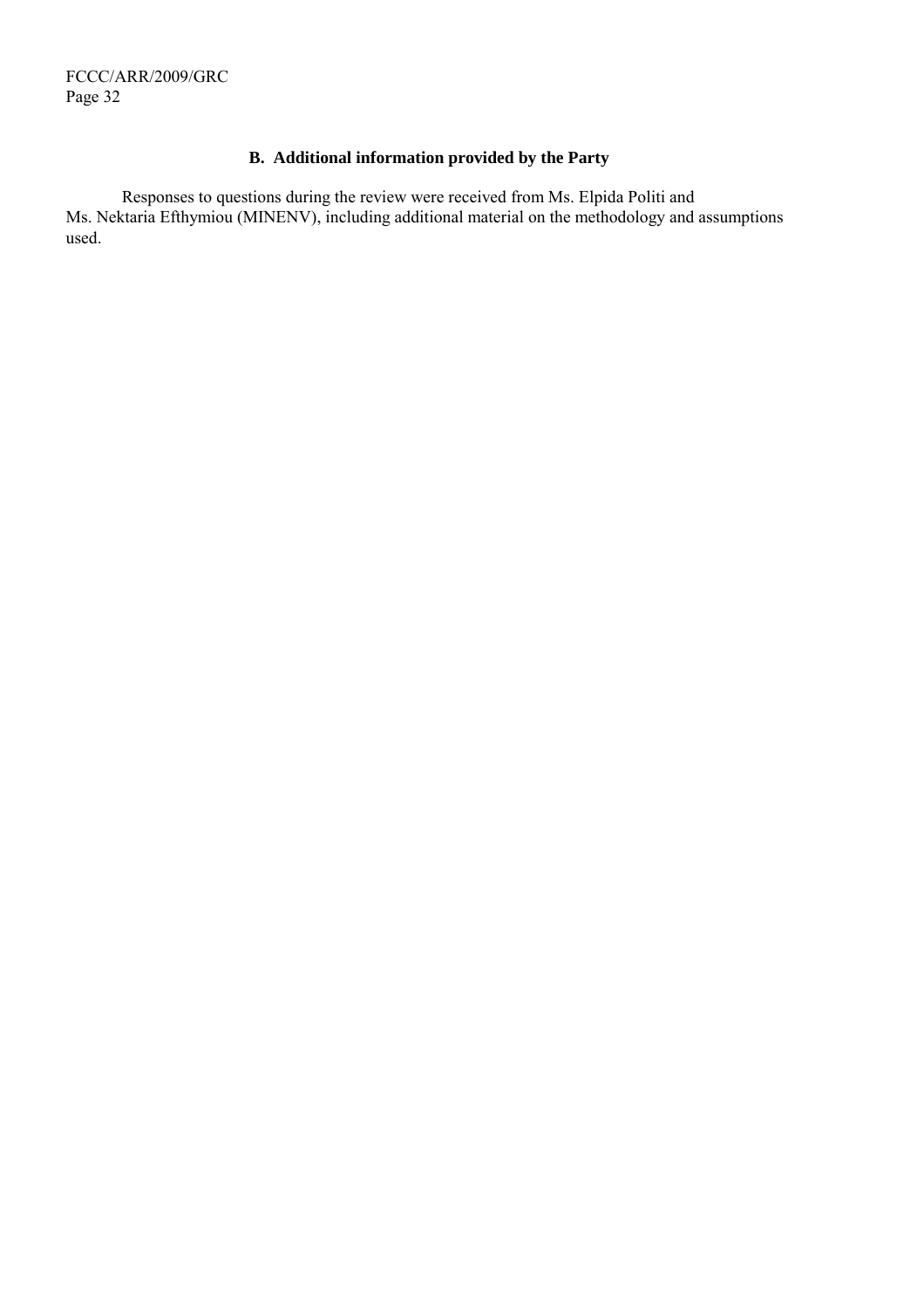## B. Additional information provided by the Party

Responses to questions during the review were received from Ms. Elpida Politi and Ms. Nektaria Efthymiou (MINENV), including additional material on the methodology and assumptions used.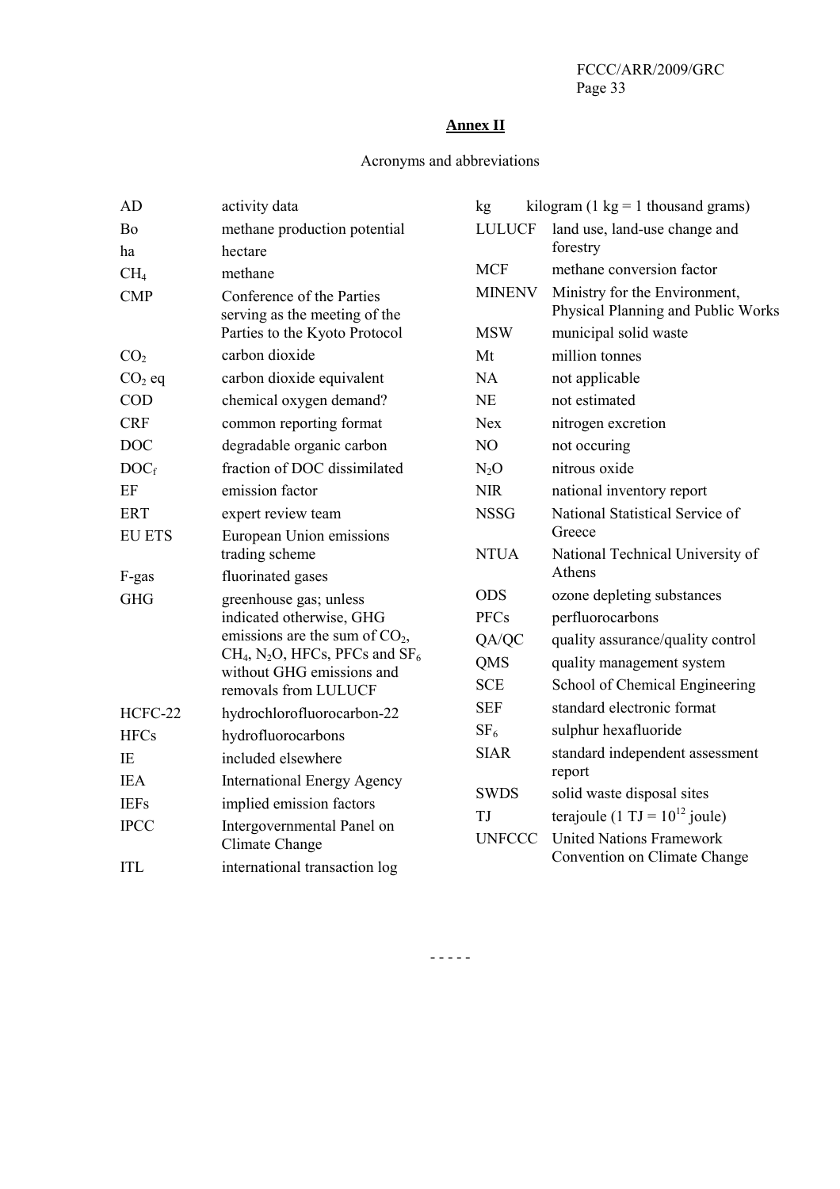# Annex II

Acronyms and abbreviations

| | |
|---|---|
| AD | activity data |
| Bo | methane production potential |
| ha | hectare |
| $CH_4$ | methane |
| CMP | Conference of the Parties serving as the meeting of the Parties to the Kyoto Protocol |
| $CO_2$ | carbon dioxide |
| $CO_2$ eq | carbon dioxide equivalent |
| COD | chemical oxygen demand? |
| CRF | common reporting format |
| DOC | degradable organic carbon |
| $DOC_f$ | fraction of DOC dissimilated |
| EF | emission factor |
| ERT | expert review team |
| EU ETS | European Union emissions trading scheme |
| F-gas | fluorinated gases |
| GHG | greenhouse gas; unless indicated otherwise, GHG emissions are the sum of $CO_2$, $CH_4$, $N_2O$, HFCs, PFCs and $SF_6$ without GHG emissions and removals from LULUCF |
| HCFC-22 | hydrochlorofluorocarbon-22 |
| HFCs | hydrofluorocarbons |
| IE | included elsewhere |
| IEA | International Energy Agency |
| IEFs | implied emission factors |
| IPCC | Intergovernmental Panel on Climate Change |
| ITL | international transaction log |
| kg | kilogram (1 kg = 1 thousand grams) |
| LULUCF | land use, land-use change and forestry |
| MCF | methane conversion factor |
| MINENV | Ministry for the Environment, Physical Planning and Public Works |
| MSW | municipal solid waste |
| Mt | million tonnes |
| NA | not applicable |
| NE | not estimated |
| Nex | nitrogen excretion |
| NO | not occuring |
| $N_2O$ | nitrous oxide |
| NIR | national inventory report |
| NSSG | National Statistical Service of Greece |
| NTUA | National Technical University of Athens |
| ODS | ozone depleting substances |
| PFCs | perfluorocarbons |
| QA/QC | quality assurance/quality control |
| QMS | quality management system |
| SCE | School of Chemical Engineering |
| SEF | standard electronic format |
| $SF_6$ | sulphur hexafluoride |
| SIAR | standard independent assessment report |
| SWDS | solid waste disposal sites |
| TJ | terajoule (1 TJ = $10^{12}$ joule) |
| UNFCCC | United Nations Framework Convention on Climate Change |

- - - - -